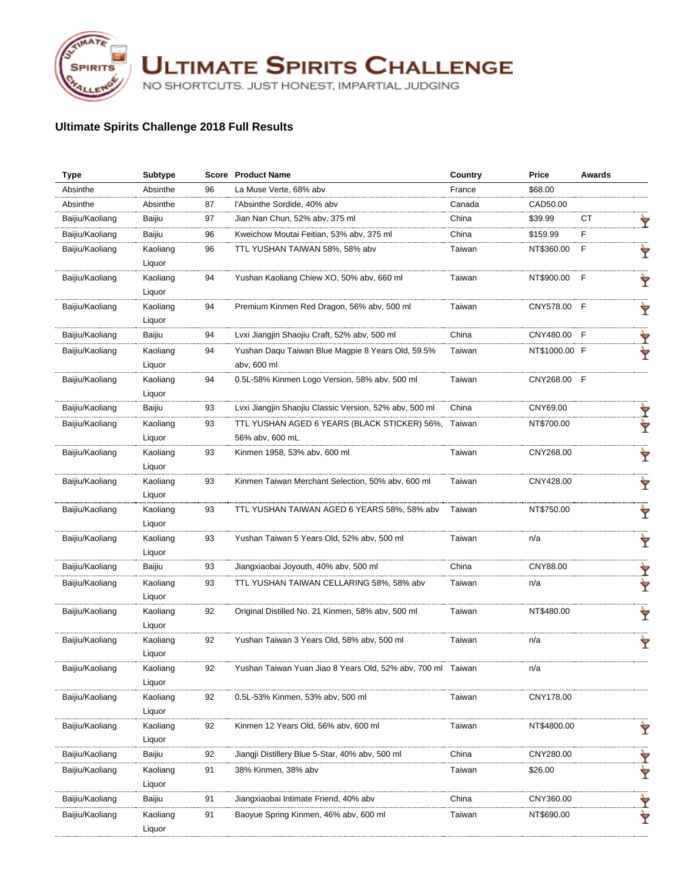# ULTIMATE SPIRITS CHALLENGE

NO SHORTCUTS. JUST HONEST, IMPARTIAL JUDGING

## Ultimate Spirits Challenge 2018 Full Results

| Type | Subtype | Score | Product Name | Country | Price | Awards |
|---|---|---|---|---|---|---|
| Absinthe | Absinthe | 96 | La Muse Verte, 68% abv | France | $68.00 | |
| Absinthe | Absinthe | 87 | l'Absinthe Sordide, 40% abv | Canada | CAD50.00 | |
| Baijiu/Kaoliang | Baijiu | 97 | Jian Nan Chun, 52% abv, 375 ml | China | $39.99 | CT |
| Baijiu/Kaoliang | Baijiu | 96 | Kweichow Moutai Feitian, 53% abv, 375 ml | China | $159.99 | F |
| Baijiu/Kaoliang | Kaoliang Liquor | 96 | TTL YUSHAN TAIWAN 58%, 58% abv | Taiwan | NT$360.00 | F |
| Baijiu/Kaoliang | Kaoliang Liquor | 94 | Yushan Kaoliang Chiew XO, 50% abv, 660 ml | Taiwan | NT$900.00 | F |
| Baijiu/Kaoliang | Kaoliang Liquor | 94 | Premium Kinmen Red Dragon, 56% abv, 500 ml | Taiwan | CNY578.00 | F |
| Baijiu/Kaoliang | Baijiu | 94 | Lvxi Jiangjin Shaojiu Craft, 52% abv, 500 ml | China | CNY480.00 | F |
| Baijiu/Kaoliang | Kaoliang Liquor | 94 | Yushan Daqu Taiwan Blue Magpie 8 Years Old, 59.5% abv, 600 ml | Taiwan | NT$1000.00 | F |
| Baijiu/Kaoliang | Kaoliang Liquor | 94 | 0.5L-58% Kinmen Logo Version, 58% abv, 500 ml | Taiwan | CNY268.00 | F |
| Baijiu/Kaoliang | Baijiu | 93 | Lvxi Jiangjin Shaojiu Classic Version, 52% abv, 500 ml | China | CNY69.00 | |
| Baijiu/Kaoliang | Kaoliang Liquor | 93 | TTL YUSHAN AGED 6 YEARS (BLACK STICKER) 56%, 56% abv, 600 mL | Taiwan | NT$700.00 | |
| Baijiu/Kaoliang | Kaoliang Liquor | 93 | Kinmen 1958, 53% abv, 600 ml | Taiwan | CNY268.00 | |
| Baijiu/Kaoliang | Kaoliang Liquor | 93 | Kinmen Taiwan Merchant Selection, 50% abv, 600 ml | Taiwan | CNY428.00 | |
| Baijiu/Kaoliang | Kaoliang Liquor | 93 | TTL YUSHAN TAIWAN AGED 6 YEARS 58%, 58% abv | Taiwan | NT$750.00 | |
| Baijiu/Kaoliang | Kaoliang Liquor | 93 | Yushan Taiwan 5 Years Old, 52% abv, 500 ml | Taiwan | n/a | |
| Baijiu/Kaoliang | Baijiu | 93 | Jiangxiaobai Joyouth, 40% abv, 500 ml | China | CNY88.00 | |
| Baijiu/Kaoliang | Kaoliang Liquor | 93 | TTL YUSHAN TAIWAN CELLARING 58%, 58% abv | Taiwan | n/a | |
| Baijiu/Kaoliang | Kaoliang Liquor | 92 | Original Distilled No. 21 Kinmen, 58% abv, 500 ml | Taiwan | NT$480.00 | |
| Baijiu/Kaoliang | Kaoliang Liquor | 92 | Yushan Taiwan 3 Years Old, 58% abv, 500 ml | Taiwan | n/a | |
| Baijiu/Kaoliang | Kaoliang Liquor | 92 | Yushan Taiwan Yuan Jiao 8 Years Old, 52% abv, 700 ml | Taiwan | n/a | |
| Baijiu/Kaoliang | Kaoliang Liquor | 92 | 0.5L-53% Kinmen, 53% abv, 500 ml | Taiwan | CNY178.00 | |
| Baijiu/Kaoliang | Kaoliang Liquor | 92 | Kinmen 12 Years Old, 56% abv, 600 ml | Taiwan | NT$4800.00 | |
| Baijiu/Kaoliang | Baijiu | 92 | Jiangji Distillery Blue 5-Star, 40% abv, 500 ml | China | CNY280.00 | |
| Baijiu/Kaoliang | Kaoliang Liquor | 91 | 38% Kinmen, 38% abv | Taiwan | $26.00 | |
| Baijiu/Kaoliang | Baijiu | 91 | Jiangxiaobai Intimate Friend, 40% abv | China | CNY360.00 | |
| Baijiu/Kaoliang | Kaoliang Liquor | 91 | Baoyue Spring Kinmen, 46% abv, 600 ml | Taiwan | NT$690.00 | |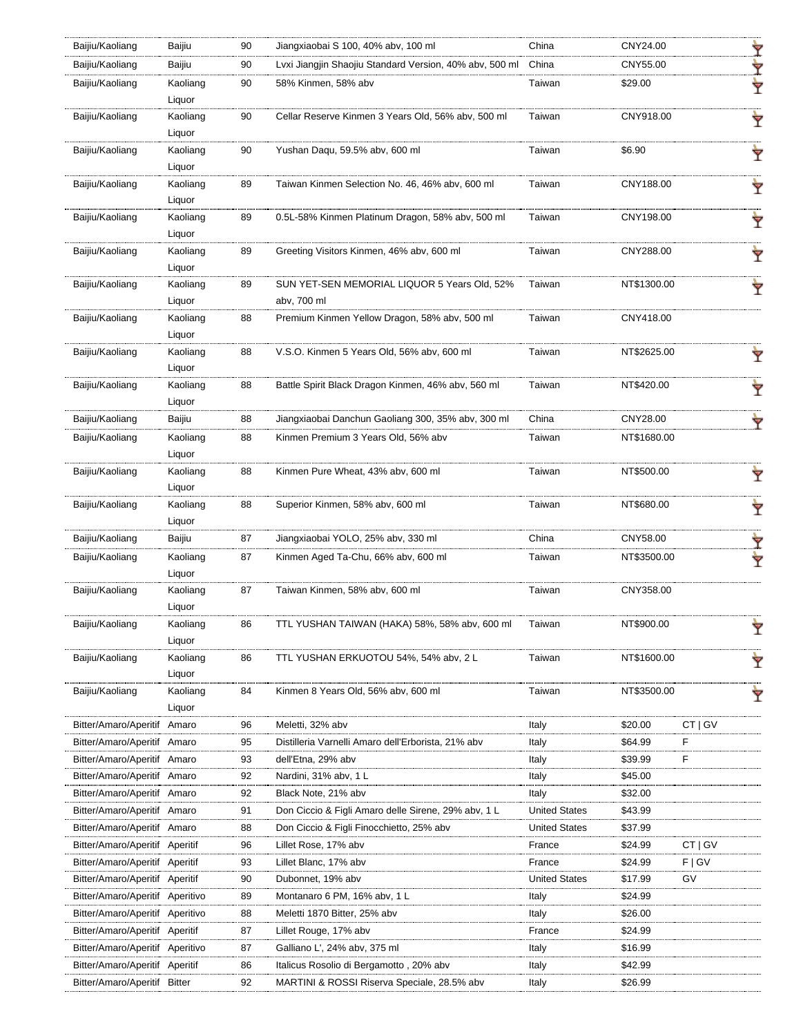| Baijiu/Kaoliang | Baijiu | 90 | Jiangxiaobai S 100, 40% abv, 100 ml | China | CNY24.00 | |
|---|---|---|---|---|---|---|
| Baijiu/Kaoliang | Baijiu | 90 | Lvxi Jiangjin Shaojiu Standard Version, 40% abv, 500 ml | China | CNY55.00 | |
| Baijiu/Kaoliang | Kaoliang Liquor | 90 | 58% Kinmen, 58% abv | Taiwan | $29.00 | |
| Baijiu/Kaoliang | Kaoliang Liquor | 90 | Cellar Reserve Kinmen 3 Years Old, 56% abv, 500 ml | Taiwan | CNY918.00 | |
| Baijiu/Kaoliang | Kaoliang Liquor | 90 | Yushan Daqu, 59.5% abv, 600 ml | Taiwan | $6.90 | |
| Baijiu/Kaoliang | Kaoliang Liquor | 89 | Taiwan Kinmen Selection No. 46, 46% abv, 600 ml | Taiwan | CNY188.00 | |
| Baijiu/Kaoliang | Kaoliang Liquor | 89 | 0.5L-58% Kinmen Platinum Dragon, 58% abv, 500 ml | Taiwan | CNY198.00 | |
| Baijiu/Kaoliang | Kaoliang Liquor | 89 | Greeting Visitors Kinmen, 46% abv, 600 ml | Taiwan | CNY288.00 | |
| Baijiu/Kaoliang | Kaoliang Liquor | 89 | SUN YET-SEN MEMORIAL LIQUOR 5 Years Old, 52% abv, 700 ml | Taiwan | NT$1300.00 | |
| Baijiu/Kaoliang | Kaoliang Liquor | 88 | Premium Kinmen Yellow Dragon, 58% abv, 500 ml | Taiwan | CNY418.00 | |
| Baijiu/Kaoliang | Kaoliang Liquor | 88 | V.S.O. Kinmen 5 Years Old, 56% abv, 600 ml | Taiwan | NT$2625.00 | |
| Baijiu/Kaoliang | Kaoliang Liquor | 88 | Battle Spirit Black Dragon Kinmen, 46% abv, 560 ml | Taiwan | NT$420.00 | |
| Baijiu/Kaoliang | Baijiu | 88 | Jiangxiaobai Danchun Gaoliang 300, 35% abv, 300 ml | China | CNY28.00 | |
| Baijiu/Kaoliang | Kaoliang Liquor | 88 | Kinmen Premium 3 Years Old, 56% abv | Taiwan | NT$1680.00 | |
| Baijiu/Kaoliang | Kaoliang Liquor | 88 | Kinmen Pure Wheat, 43% abv, 600 ml | Taiwan | NT$500.00 | |
| Baijiu/Kaoliang | Kaoliang Liquor | 88 | Superior Kinmen, 58% abv, 600 ml | Taiwan | NT$680.00 | |
| Baijiu/Kaoliang | Baijiu | 87 | Jiangxiaobai YOLO, 25% abv, 330 ml | China | CNY58.00 | |
| Baijiu/Kaoliang | Kaoliang Liquor | 87 | Kinmen Aged Ta-Chu, 66% abv, 600 ml | Taiwan | NT$3500.00 | |
| Baijiu/Kaoliang | Kaoliang Liquor | 87 | Taiwan Kinmen, 58% abv, 600 ml | Taiwan | CNY358.00 | |
| Baijiu/Kaoliang | Kaoliang Liquor | 86 | TTL YUSHAN TAIWAN (HAKA) 58%, 58% abv, 600 ml | Taiwan | NT$900.00 | |
| Baijiu/Kaoliang | Kaoliang Liquor | 86 | TTL YUSHAN ERKUOTOU 54%, 54% abv, 2 L | Taiwan | NT$1600.00 | |
| Baijiu/Kaoliang | Kaoliang Liquor | 84 | Kinmen 8 Years Old, 56% abv, 600 ml | Taiwan | NT$3500.00 | |
| Bitter/Amaro/Aperitif | Amaro | 96 | Meletti, 32% abv | Italy | $20.00 | CT \| GV |
| Bitter/Amaro/Aperitif | Amaro | 95 | Distilleria Varnelli Amaro dell'Erborista, 21% abv | Italy | $64.99 | F |
| Bitter/Amaro/Aperitif | Amaro | 93 | dell'Etna, 29% abv | Italy | $39.99 | F |
| Bitter/Amaro/Aperitif | Amaro | 92 | Nardini, 31% abv, 1 L | Italy | $45.00 | |
| Bitter/Amaro/Aperitif | Amaro | 92 | Black Note, 21% abv | Italy | $32.00 | |
| Bitter/Amaro/Aperitif | Amaro | 91 | Don Ciccio & Figli Amaro delle Sirene, 29% abv, 1 L | United States | $43.99 | |
| Bitter/Amaro/Aperitif | Amaro | 88 | Don Ciccio & Figli Finocchietto, 25% abv | United States | $37.99 | |
| Bitter/Amaro/Aperitif | Aperitif | 96 | Lillet Rose, 17% abv | France | $24.99 | CT \| GV |
| Bitter/Amaro/Aperitif | Aperitif | 93 | Lillet Blanc, 17% abv | France | $24.99 | F \| GV |
| Bitter/Amaro/Aperitif | Aperitif | 90 | Dubonnet, 19% abv | United States | $17.99 | GV |
| Bitter/Amaro/Aperitif | Aperitivo | 89 | Montanaro 6 PM, 16% abv, 1 L | Italy | $24.99 | |
| Bitter/Amaro/Aperitif | Aperitivo | 88 | Meletti 1870 Bitter, 25% abv | Italy | $26.00 | |
| Bitter/Amaro/Aperitif | Aperitif | 87 | Lillet Rouge, 17% abv | France | $24.99 | |
| Bitter/Amaro/Aperitif | Aperitivo | 87 | Galliano L', 24% abv, 375 ml | Italy | $16.99 | |
| Bitter/Amaro/Aperitif | Aperitif | 86 | Italicus Rosolio di Bergamotto , 20% abv | Italy | $42.99 | |
| Bitter/Amaro/Aperitif | Bitter | 92 | MARTINI & ROSSI Riserva Speciale, 28.5% abv | Italy | $26.99 | |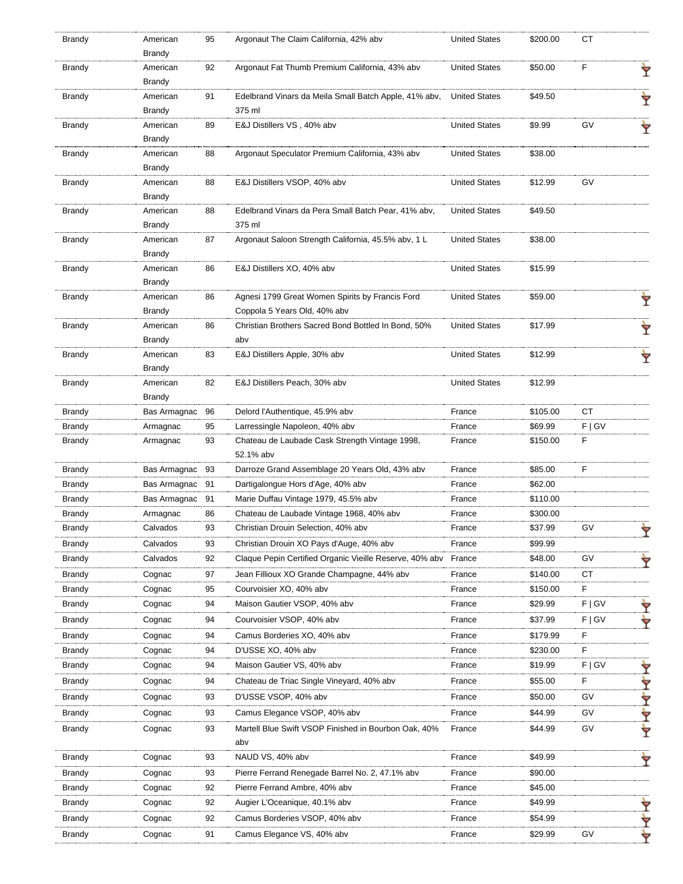| Brandy | American Brandy | 95 | Argonaut The Claim California, 42% abv | United States | $200.00 | CT | |
|---|---|---|---|---|---|---|---|
| Brandy | American Brandy | 92 | Argonaut Fat Thumb Premium California, 43% abv | United States | $50.00 | F | 🍸 |
| Brandy | American Brandy | 91 | Edelbrand Vinars da Meila Small Batch Apple, 41% abv, 375 ml | United States | $49.50 | | 🍸 |
| Brandy | American Brandy | 89 | E&J Distillers VS , 40% abv | United States | $9.99 | GV | 🍸 |
| Brandy | American Brandy | 88 | Argonaut Speculator Premium California, 43% abv | United States | $38.00 | | |
| Brandy | American Brandy | 88 | E&J Distillers VSOP, 40% abv | United States | $12.99 | GV | |
| Brandy | American Brandy | 88 | Edelbrand Vinars da Pera Small Batch Pear, 41% abv, 375 ml | United States | $49.50 | | |
| Brandy | American Brandy | 87 | Argonaut Saloon Strength California, 45.5% abv, 1 L | United States | $38.00 | | |
| Brandy | American Brandy | 86 | E&J Distillers XO, 40% abv | United States | $15.99 | | |
| Brandy | American Brandy | 86 | Agnesi 1799 Great Women Spirits by Francis Ford Coppola 5 Years Old, 40% abv | United States | $59.00 | | 🍸 |
| Brandy | American Brandy | 86 | Christian Brothers Sacred Bond Bottled In Bond, 50% abv | United States | $17.99 | | 🍸 |
| Brandy | American Brandy | 83 | E&J Distillers Apple, 30% abv | United States | $12.99 | | 🍸 |
| Brandy | American Brandy | 82 | E&J Distillers Peach, 30% abv | United States | $12.99 | | |
| Brandy | Bas Armagnac | 96 | Delord l'Authentique, 45.9% abv | France | $105.00 | CT | |
| Brandy | Armagnac | 95 | Larressingle Napoleon, 40% abv | France | $69.99 | F \| GV | |
| Brandy | Armagnac | 93 | Chateau de Laubade Cask Strength Vintage 1998, 52.1% abv | France | $150.00 | F | |
| Brandy | Bas Armagnac | 93 | Darroze Grand Assemblage 20 Years Old, 43% abv | France | $85.00 | F | |
| Brandy | Bas Armagnac | 91 | Dartigalongue Hors d'Age, 40% abv | France | $62.00 | | |
| Brandy | Bas Armagnac | 91 | Marie Duffau Vintage 1979, 45.5% abv | France | $110.00 | | |
| Brandy | Armagnac | 86 | Chateau de Laubade Vintage 1968, 40% abv | France | $300.00 | | |
| Brandy | Calvados | 93 | Christian Drouin Selection, 40% abv | France | $37.99 | GV | 🍸 |
| Brandy | Calvados | 93 | Christian Drouin XO Pays d'Auge, 40% abv | France | $99.99 | | |
| Brandy | Calvados | 92 | Claque Pepin Certified Organic Vieille Reserve, 40% abv | France | $48.00 | GV | 🍸 |
| Brandy | Cognac | 97 | Jean Fillioux XO Grande Champagne, 44% abv | France | $140.00 | CT | |
| Brandy | Cognac | 95 | Courvoisier XO, 40% abv | France | $150.00 | F | |
| Brandy | Cognac | 94 | Maison Gautier VSOP, 40% abv | France | $29.99 | F \| GV | 🍸 |
| Brandy | Cognac | 94 | Courvoisier VSOP, 40% abv | France | $37.99 | F \| GV | 🍸 |
| Brandy | Cognac | 94 | Camus Borderies XO, 40% abv | France | $179.99 | F | |
| Brandy | Cognac | 94 | D'USSE XO, 40% abv | France | $230.00 | F | |
| Brandy | Cognac | 94 | Maison Gautier VS, 40% abv | France | $19.99 | F \| GV | 🍸 |
| Brandy | Cognac | 94 | Chateau de Triac Single Vineyard, 40% abv | France | $55.00 | F | 🍸 |
| Brandy | Cognac | 93 | D'USSE VSOP, 40% abv | France | $50.00 | GV | 🍸 |
| Brandy | Cognac | 93 | Camus Elegance VSOP, 40% abv | France | $44.99 | GV | 🍸 |
| Brandy | Cognac | 93 | Martell Blue Swift VSOP Finished in Bourbon Oak, 40% abv | France | $44.99 | GV | 🍸 |
| Brandy | Cognac | 93 | NAUD VS, 40% abv | France | $49.99 | | 🍸 |
| Brandy | Cognac | 93 | Pierre Ferrand Renegade Barrel No. 2, 47.1% abv | France | $90.00 | | |
| Brandy | Cognac | 92 | Pierre Ferrand Ambre, 40% abv | France | $45.00 | | |
| Brandy | Cognac | 92 | Augier L'Oceanique, 40.1% abv | France | $49.99 | | 🍸 |
| Brandy | Cognac | 92 | Camus Borderies VSOP, 40% abv | France | $54.99 | | 🍸 |
| Brandy | Cognac | 91 | Camus Elegance VS, 40% abv | France | $29.99 | GV | 🍸 |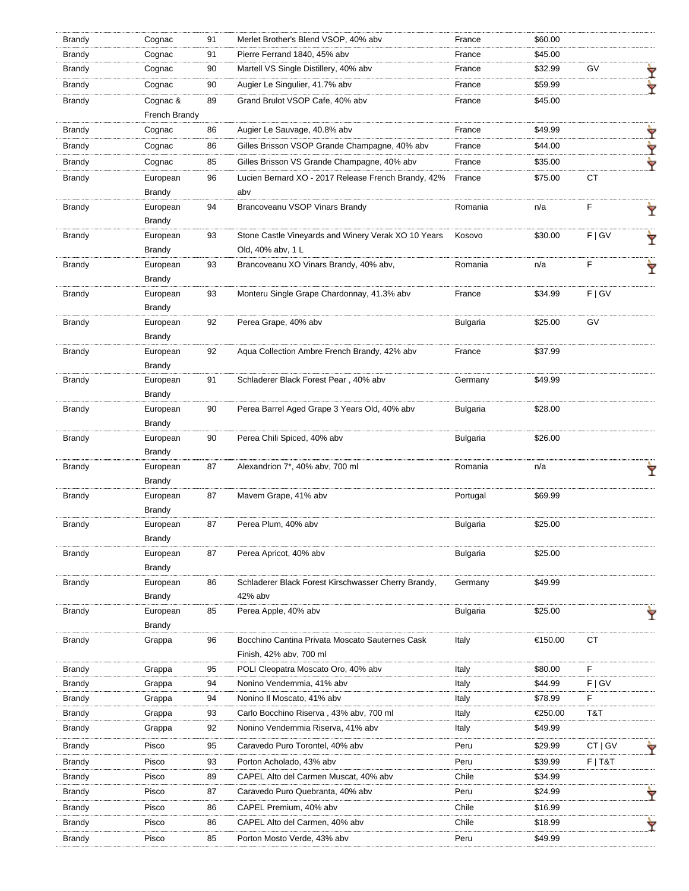| | | | | | | | |
|---|---|---|---|---|---|---|---|
| Brandy | Cognac | 91 | Merlet Brother's Blend VSOP, 40% abv | France | $60.00 | | |
| Brandy | Cognac | 91 | Pierre Ferrand 1840, 45% abv | France | $45.00 | | |
| Brandy | Cognac | 90 | Martell VS Single Distillery, 40% abv | France | $32.99 | GV | 🍸 |
| Brandy | Cognac | 90 | Augier Le Singulier, 41.7% abv | France | $59.99 | | 🍸 |
| Brandy | Cognac & French Brandy | 89 | Grand Brulot VSOP Cafe, 40% abv | France | $45.00 | | |
| Brandy | Cognac | 86 | Augier Le Sauvage, 40.8% abv | France | $49.99 | | 🍸 |
| Brandy | Cognac | 86 | Gilles Brisson VSOP Grande Champagne, 40% abv | France | $44.00 | | 🍸 |
| Brandy | Cognac | 85 | Gilles Brisson VS Grande Champagne, 40% abv | France | $35.00 | | 🍸 |
| Brandy | European Brandy | 96 | Lucien Bernard XO - 2017 Release French Brandy, 42% abv | France | $75.00 | CT | |
| Brandy | European Brandy | 94 | Brancoveanu VSOP Vinars Brandy | Romania | n/a | F | 🍸 |
| Brandy | European Brandy | 93 | Stone Castle Vineyards and Winery Verak XO 10 Years Old, 40% abv, 1 L | Kosovo | $30.00 | F \| GV | 🍸 |
| Brandy | European Brandy | 93 | Brancoveanu XO Vinars Brandy, 40% abv, | Romania | n/a | F | 🍸 |
| Brandy | European Brandy | 93 | Monteru Single Grape Chardonnay, 41.3% abv | France | $34.99 | F \| GV | |
| Brandy | European Brandy | 92 | Perea Grape, 40% abv | Bulgaria | $25.00 | GV | |
| Brandy | European Brandy | 92 | Aqua Collection Ambre French Brandy, 42% abv | France | $37.99 | | |
| Brandy | European Brandy | 91 | Schladerer Black Forest Pear , 40% abv | Germany | $49.99 | | |
| Brandy | European Brandy | 90 | Perea Barrel Aged Grape 3 Years Old, 40% abv | Bulgaria | $28.00 | | |
| Brandy | European Brandy | 90 | Perea Chili Spiced, 40% abv | Bulgaria | $26.00 | | |
| Brandy | European Brandy | 87 | Alexandrion 7*, 40% abv, 700 ml | Romania | n/a | | 🍸 |
| Brandy | European Brandy | 87 | Mavem Grape, 41% abv | Portugal | $69.99 | | |
| Brandy | European Brandy | 87 | Perea Plum, 40% abv | Bulgaria | $25.00 | | |
| Brandy | European Brandy | 87 | Perea Apricot, 40% abv | Bulgaria | $25.00 | | |
| Brandy | European Brandy | 86 | Schladerer Black Forest Kirschwasser Cherry Brandy, 42% abv | Germany | $49.99 | | |
| Brandy | European Brandy | 85 | Perea Apple, 40% abv | Bulgaria | $25.00 | | 🍸 |
| Brandy | Grappa | 96 | Bocchino Cantina Privata Moscato Sauternes Cask Finish, 42% abv, 700 ml | Italy | €150.00 | CT | |
| Brandy | Grappa | 95 | POLI Cleopatra Moscato Oro, 40% abv | Italy | $80.00 | F | |
| Brandy | Grappa | 94 | Nonino Vendemmia, 41% abv | Italy | $44.99 | F \| GV | |
| Brandy | Grappa | 94 | Nonino Il Moscato, 41% abv | Italy | $78.99 | F | |
| Brandy | Grappa | 93 | Carlo Bocchino Riserva , 43% abv, 700 ml | Italy | €250.00 | T&T | |
| Brandy | Grappa | 92 | Nonino Vendemmia Riserva, 41% abv | Italy | $49.99 | | |
| Brandy | Pisco | 95 | Caravedo Puro Torontel, 40% abv | Peru | $29.99 | CT \| GV | 🍸 |
| Brandy | Pisco | 93 | Porton Acholado, 43% abv | Peru | $39.99 | F \| T&T | |
| Brandy | Pisco | 89 | CAPEL Alto del Carmen Muscat, 40% abv | Chile | $34.99 | | |
| Brandy | Pisco | 87 | Caravedo Puro Quebranta, 40% abv | Peru | $24.99 | | 🍸 |
| Brandy | Pisco | 86 | CAPEL Premium, 40% abv | Chile | $16.99 | | |
| Brandy | Pisco | 86 | CAPEL Alto del Carmen, 40% abv | Chile | $18.99 | | 🍸 |
| Brandy | Pisco | 85 | Porton Mosto Verde, 43% abv | Peru | $49.99 | | |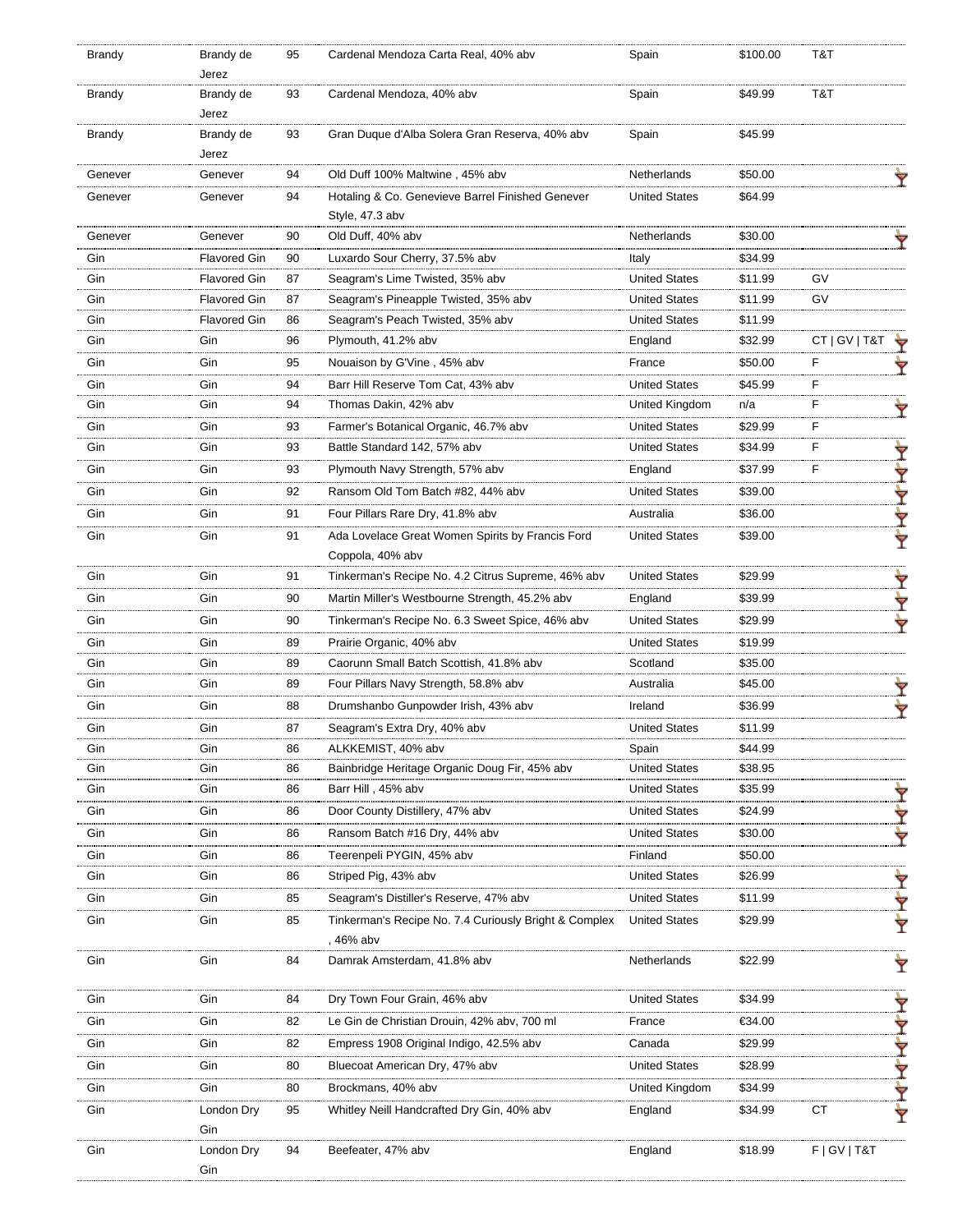| | | | | | | |
|---|---|---|---|---|---|---|
| Brandy | Brandy de Jerez | 95 | Cardenal Mendoza Carta Real, 40% abv | Spain | $100.00 | T&T |
| Brandy | Brandy de Jerez | 93 | Cardenal Mendoza, 40% abv | Spain | $49.99 | T&T |
| Brandy | Brandy de Jerez | 93 | Gran Duque d'Alba Solera Gran Reserva, 40% abv | Spain | $45.99 | |
| Genever | Genever | 94 | Old Duff 100% Maltwine , 45% abv | Netherlands | $50.00 | |
| Genever | Genever | 94 | Hotaling & Co. Genevieve Barrel Finished Genever Style, 47.3 abv | United States | $64.99 | |
| Genever | Genever | 90 | Old Duff, 40% abv | Netherlands | $30.00 | |
| Gin | Flavored Gin | 90 | Luxardo Sour Cherry, 37.5% abv | Italy | $34.99 | |
| Gin | Flavored Gin | 87 | Seagram's Lime Twisted, 35% abv | United States | $11.99 | GV |
| Gin | Flavored Gin | 87 | Seagram's Pineapple Twisted, 35% abv | United States | $11.99 | GV |
| Gin | Flavored Gin | 86 | Seagram's Peach Twisted, 35% abv | United States | $11.99 | |
| Gin | Gin | 96 | Plymouth, 41.2% abv | England | $32.99 | CT \| GV \| T&T |
| Gin | Gin | 95 | Nouaison by G'Vine , 45% abv | France | $50.00 | F |
| Gin | Gin | 94 | Barr Hill Reserve Tom Cat, 43% abv | United States | $45.99 | F |
| Gin | Gin | 94 | Thomas Dakin, 42% abv | United Kingdom | n/a | F |
| Gin | Gin | 93 | Farmer's Botanical Organic, 46.7% abv | United States | $29.99 | F |
| Gin | Gin | 93 | Battle Standard 142, 57% abv | United States | $34.99 | F |
| Gin | Gin | 93 | Plymouth Navy Strength, 57% abv | England | $37.99 | F |
| Gin | Gin | 92 | Ransom Old Tom Batch #82, 44% abv | United States | $39.00 | |
| Gin | Gin | 91 | Four Pillars Rare Dry, 41.8% abv | Australia | $36.00 | |
| Gin | Gin | 91 | Ada Lovelace Great Women Spirits by Francis Ford Coppola, 40% abv | United States | $39.00 | |
| Gin | Gin | 91 | Tinkerman's Recipe No. 4.2 Citrus Supreme, 46% abv | United States | $29.99 | |
| Gin | Gin | 90 | Martin Miller's Westbourne Strength, 45.2% abv | England | $39.99 | |
| Gin | Gin | 90 | Tinkerman's Recipe No. 6.3 Sweet Spice, 46% abv | United States | $29.99 | |
| Gin | Gin | 89 | Prairie Organic, 40% abv | United States | $19.99 | |
| Gin | Gin | 89 | Caorunn Small Batch Scottish, 41.8% abv | Scotland | $35.00 | |
| Gin | Gin | 89 | Four Pillars Navy Strength, 58.8% abv | Australia | $45.00 | |
| Gin | Gin | 88 | Drumshanbo Gunpowder Irish, 43% abv | Ireland | $36.99 | |
| Gin | Gin | 87 | Seagram's Extra Dry, 40% abv | United States | $11.99 | |
| Gin | Gin | 86 | ALKKEMIST, 40% abv | Spain | $44.99 | |
| Gin | Gin | 86 | Bainbridge Heritage Organic Doug Fir, 45% abv | United States | $38.95 | |
| Gin | Gin | 86 | Barr Hill , 45% abv | United States | $35.99 | |
| Gin | Gin | 86 | Door County Distillery, 47% abv | United States | $24.99 | |
| Gin | Gin | 86 | Ransom Batch #16 Dry, 44% abv | United States | $30.00 | |
| Gin | Gin | 86 | Teerenpeli PYGIN, 45% abv | Finland | $50.00 | |
| Gin | Gin | 86 | Striped Pig, 43% abv | United States | $26.99 | |
| Gin | Gin | 85 | Seagram's Distiller's Reserve, 47% abv | United States | $11.99 | |
| Gin | Gin | 85 | Tinkerman's Recipe No. 7.4 Curiously Bright & Complex , 46% abv | United States | $29.99 | |
| Gin | Gin | 84 | Damrak Amsterdam, 41.8% abv | Netherlands | $22.99 | |
| Gin | Gin | 84 | Dry Town Four Grain, 46% abv | United States | $34.99 | |
| Gin | Gin | 82 | Le Gin de Christian Drouin, 42% abv, 700 ml | France | €34.00 | |
| Gin | Gin | 82 | Empress 1908 Original Indigo, 42.5% abv | Canada | $29.99 | |
| Gin | Gin | 80 | Bluecoat American Dry, 47% abv | United States | $28.99 | |
| Gin | Gin | 80 | Brockmans, 40% abv | United Kingdom | $34.99 | |
| Gin | London Dry Gin | 95 | Whitley Neill Handcrafted Dry Gin, 40% abv | England | $34.99 | CT |
| Gin | London Dry Gin | 94 | Beefeater, 47% abv | England | $18.99 | F \| GV \| T&T |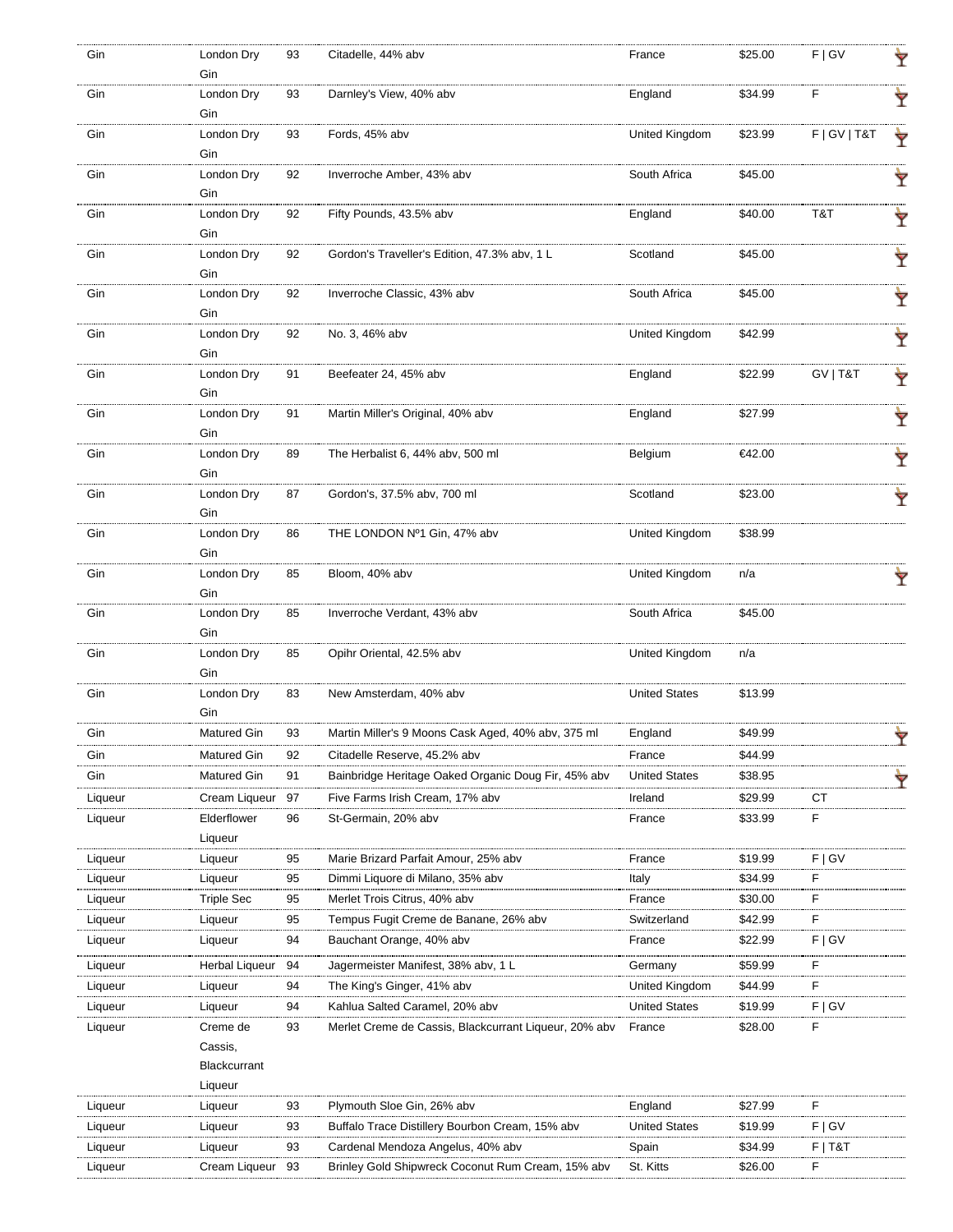| | | | | | | | |
|---|---|---|---|---|---|---|---|
| Gin | London Dry Gin | 93 | Citadelle, 44% abv | France | $25.00 | F \| GV | 🍸 |
| Gin | London Dry Gin | 93 | Darnley's View, 40% abv | England | $34.99 | F | 🍸 |
| Gin | London Dry Gin | 93 | Fords, 45% abv | United Kingdom | $23.99 | F \| GV \| T&T | 🍸 |
| Gin | London Dry Gin | 92 | Inverroche Amber, 43% abv | South Africa | $45.00 | | 🍸 |
| Gin | London Dry Gin | 92 | Fifty Pounds, 43.5% abv | England | $40.00 | T&T | 🍸 |
| Gin | London Dry Gin | 92 | Gordon's Traveller's Edition, 47.3% abv, 1 L | Scotland | $45.00 | | 🍸 |
| Gin | London Dry Gin | 92 | Inverroche Classic, 43% abv | South Africa | $45.00 | | 🍸 |
| Gin | London Dry Gin | 92 | No. 3, 46% abv | United Kingdom | $42.99 | | 🍸 |
| Gin | London Dry Gin | 91 | Beefeater 24, 45% abv | England | $22.99 | GV \| T&T | 🍸 |
| Gin | London Dry Gin | 91 | Martin Miller's Original, 40% abv | England | $27.99 | | 🍸 |
| Gin | London Dry Gin | 89 | The Herbalist 6, 44% abv, 500 ml | Belgium | €42.00 | | 🍸 |
| Gin | London Dry Gin | 87 | Gordon's, 37.5% abv, 700 ml | Scotland | $23.00 | | 🍸 |
| Gin | London Dry Gin | 86 | THE LONDON Nº1 Gin, 47% abv | United Kingdom | $38.99 | | |
| Gin | London Dry Gin | 85 | Bloom, 40% abv | United Kingdom | n/a | | 🍸 |
| Gin | London Dry Gin | 85 | Inverroche Verdant, 43% abv | South Africa | $45.00 | | |
| Gin | London Dry Gin | 85 | Opihr Oriental, 42.5% abv | United Kingdom | n/a | | |
| Gin | London Dry Gin | 83 | New Amsterdam, 40% abv | United States | $13.99 | | |
| Gin | Matured Gin | 93 | Martin Miller's 9 Moons Cask Aged, 40% abv, 375 ml | England | $49.99 | | 🍸 |
| Gin | Matured Gin | 92 | Citadelle Reserve, 45.2% abv | France | $44.99 | | |
| Gin | Matured Gin | 91 | Bainbridge Heritage Oaked Organic Doug Fir, 45% abv | United States | $38.95 | | 🍸 |
| Liqueur | Cream Liqueur | 97 | Five Farms Irish Cream, 17% abv | Ireland | $29.99 | CT | |
| Liqueur | Elderflower Liqueur | 96 | St-Germain, 20% abv | France | $33.99 | F | |
| Liqueur | Liqueur | 95 | Marie Brizard Parfait Amour, 25% abv | France | $19.99 | F \| GV | |
| Liqueur | Liqueur | 95 | Dimmi Liquore di Milano, 35% abv | Italy | $34.99 | F | |
| Liqueur | Triple Sec | 95 | Merlet Trois Citrus, 40% abv | France | $30.00 | F | |
| Liqueur | Liqueur | 95 | Tempus Fugit Creme de Banane, 26% abv | Switzerland | $42.99 | F | |
| Liqueur | Liqueur | 94 | Bauchant Orange, 40% abv | France | $22.99 | F \| GV | |
| Liqueur | Herbal Liqueur | 94 | Jagermeister Manifest, 38% abv, 1 L | Germany | $59.99 | F | |
| Liqueur | Liqueur | 94 | The King's Ginger, 41% abv | United Kingdom | $44.99 | F | |
| Liqueur | Liqueur | 94 | Kahlua Salted Caramel, 20% abv | United States | $19.99 | F \| GV | |
| Liqueur | Creme de Cassis, Blackcurrant Liqueur | 93 | Merlet Creme de Cassis, Blackcurrant Liqueur, 20% abv | France | $28.00 | F | |
| Liqueur | Liqueur | 93 | Plymouth Sloe Gin, 26% abv | England | $27.99 | F | |
| Liqueur | Liqueur | 93 | Buffalo Trace Distillery Bourbon Cream, 15% abv | United States | $19.99 | F \| GV | |
| Liqueur | Liqueur | 93 | Cardenal Mendoza Angelus, 40% abv | Spain | $34.99 | F \| T&T | |
| Liqueur | Cream Liqueur | 93 | Brinley Gold Shipwreck Coconut Rum Cream, 15% abv | St. Kitts | $26.00 | F | |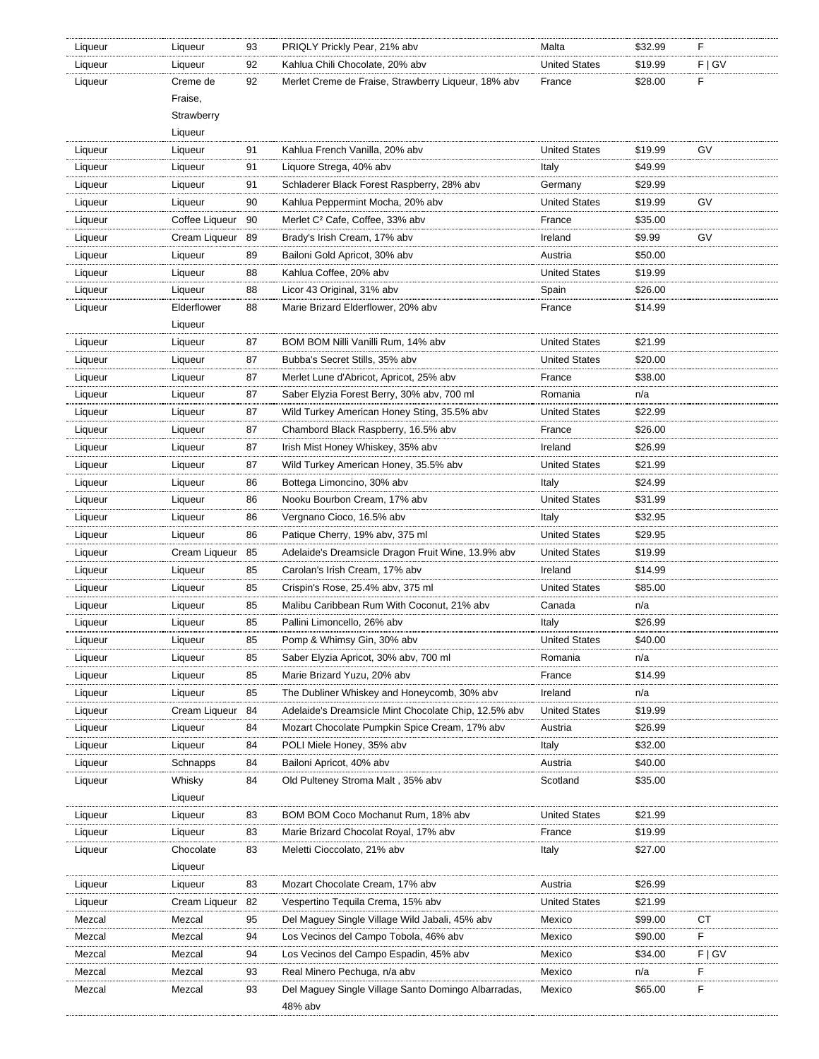| | | | | | | |
|---|---|---|---|---|---|---|
| Liqueur | Liqueur | 93 | PRIQLY Prickly Pear, 21% abv | Malta | $32.99 | F |
| Liqueur | Liqueur | 92 | Kahlua Chili Chocolate, 20% abv | United States | $19.99 | F \| GV |
| Liqueur | Creme de Fraise, Strawberry Liqueur | 92 | Merlet Creme de Fraise, Strawberry Liqueur, 18% abv | France | $28.00 | F |
| Liqueur | Liqueur | 91 | Kahlua French Vanilla, 20% abv | United States | $19.99 | GV |
| Liqueur | Liqueur | 91 | Liquore Strega, 40% abv | Italy | $49.99 | |
| Liqueur | Liqueur | 91 | Schladerer Black Forest Raspberry, 28% abv | Germany | $29.99 | |
| Liqueur | Liqueur | 90 | Kahlua Peppermint Mocha, 20% abv | United States | $19.99 | GV |
| Liqueur | Coffee Liqueur | 90 | Merlet C² Cafe, Coffee, 33% abv | France | $35.00 | |
| Liqueur | Cream Liqueur | 89 | Brady's Irish Cream, 17% abv | Ireland | $9.99 | GV |
| Liqueur | Liqueur | 89 | Bailoni Gold Apricot, 30% abv | Austria | $50.00 | |
| Liqueur | Liqueur | 88 | Kahlua Coffee, 20% abv | United States | $19.99 | |
| Liqueur | Liqueur | 88 | Licor 43 Original, 31% abv | Spain | $26.00 | |
| Liqueur | Elderflower Liqueur | 88 | Marie Brizard Elderflower, 20% abv | France | $14.99 | |
| Liqueur | Liqueur | 87 | BOM BOM Nilli Vanilli Rum, 14% abv | United States | $21.99 | |
| Liqueur | Liqueur | 87 | Bubba's Secret Stills, 35% abv | United States | $20.00 | |
| Liqueur | Liqueur | 87 | Merlet Lune d'Abricot, Apricot, 25% abv | France | $38.00 | |
| Liqueur | Liqueur | 87 | Saber Elyzia Forest Berry, 30% abv, 700 ml | Romania | n/a | |
| Liqueur | Liqueur | 87 | Wild Turkey American Honey Sting, 35.5% abv | United States | $22.99 | |
| Liqueur | Liqueur | 87 | Chambord Black Raspberry, 16.5% abv | France | $26.00 | |
| Liqueur | Liqueur | 87 | Irish Mist Honey Whiskey, 35% abv | Ireland | $26.99 | |
| Liqueur | Liqueur | 87 | Wild Turkey American Honey, 35.5% abv | United States | $21.99 | |
| Liqueur | Liqueur | 86 | Bottega Limoncino, 30% abv | Italy | $24.99 | |
| Liqueur | Liqueur | 86 | Nooku Bourbon Cream, 17% abv | United States | $31.99 | |
| Liqueur | Liqueur | 86 | Vergnano Cioco, 16.5% abv | Italy | $32.95 | |
| Liqueur | Liqueur | 86 | Patique Cherry, 19% abv, 375 ml | United States | $29.95 | |
| Liqueur | Cream Liqueur | 85 | Adelaide's Dreamsicle Dragon Fruit Wine, 13.9% abv | United States | $19.99 | |
| Liqueur | Liqueur | 85 | Carolan's Irish Cream, 17% abv | Ireland | $14.99 | |
| Liqueur | Liqueur | 85 | Crispin's Rose, 25.4% abv, 375 ml | United States | $85.00 | |
| Liqueur | Liqueur | 85 | Malibu Caribbean Rum With Coconut, 21% abv | Canada | n/a | |
| Liqueur | Liqueur | 85 | Pallini Limoncello, 26% abv | Italy | $26.99 | |
| Liqueur | Liqueur | 85 | Pomp & Whimsy Gin, 30% abv | United States | $40.00 | |
| Liqueur | Liqueur | 85 | Saber Elyzia Apricot, 30% abv, 700 ml | Romania | n/a | |
| Liqueur | Liqueur | 85 | Marie Brizard Yuzu, 20% abv | France | $14.99 | |
| Liqueur | Liqueur | 85 | The Dubliner Whiskey and Honeycomb, 30% abv | Ireland | n/a | |
| Liqueur | Cream Liqueur | 84 | Adelaide's Dreamsicle Mint Chocolate Chip, 12.5% abv | United States | $19.99 | |
| Liqueur | Liqueur | 84 | Mozart Chocolate Pumpkin Spice Cream, 17% abv | Austria | $26.99 | |
| Liqueur | Liqueur | 84 | POLI Miele Honey, 35% abv | Italy | $32.00 | |
| Liqueur | Schnapps | 84 | Bailoni Apricot, 40% abv | Austria | $40.00 | |
| Liqueur | Whisky Liqueur | 84 | Old Pulteney Stroma Malt , 35% abv | Scotland | $35.00 | |
| Liqueur | Liqueur | 83 | BOM BOM Coco Mochanut Rum, 18% abv | United States | $21.99 | |
| Liqueur | Liqueur | 83 | Marie Brizard Chocolat Royal, 17% abv | France | $19.99 | |
| Liqueur | Chocolate Liqueur | 83 | Meletti Cioccolato, 21% abv | Italy | $27.00 | |
| Liqueur | Liqueur | 83 | Mozart Chocolate Cream, 17% abv | Austria | $26.99 | |
| Liqueur | Cream Liqueur | 82 | Vespertino Tequila Crema, 15% abv | United States | $21.99 | |
| Mezcal | Mezcal | 95 | Del Maguey Single Village Wild Jabali, 45% abv | Mexico | $99.00 | CT |
| Mezcal | Mezcal | 94 | Los Vecinos del Campo Tobola, 46% abv | Mexico | $90.00 | F |
| Mezcal | Mezcal | 94 | Los Vecinos del Campo Espadin, 45% abv | Mexico | $34.00 | F \| GV |
| Mezcal | Mezcal | 93 | Real Minero Pechuga, n/a abv | Mexico | n/a | F |
| Mezcal | Mezcal | 93 | Del Maguey Single Village Santo Domingo Albarradas, 48% abv | Mexico | $65.00 | F |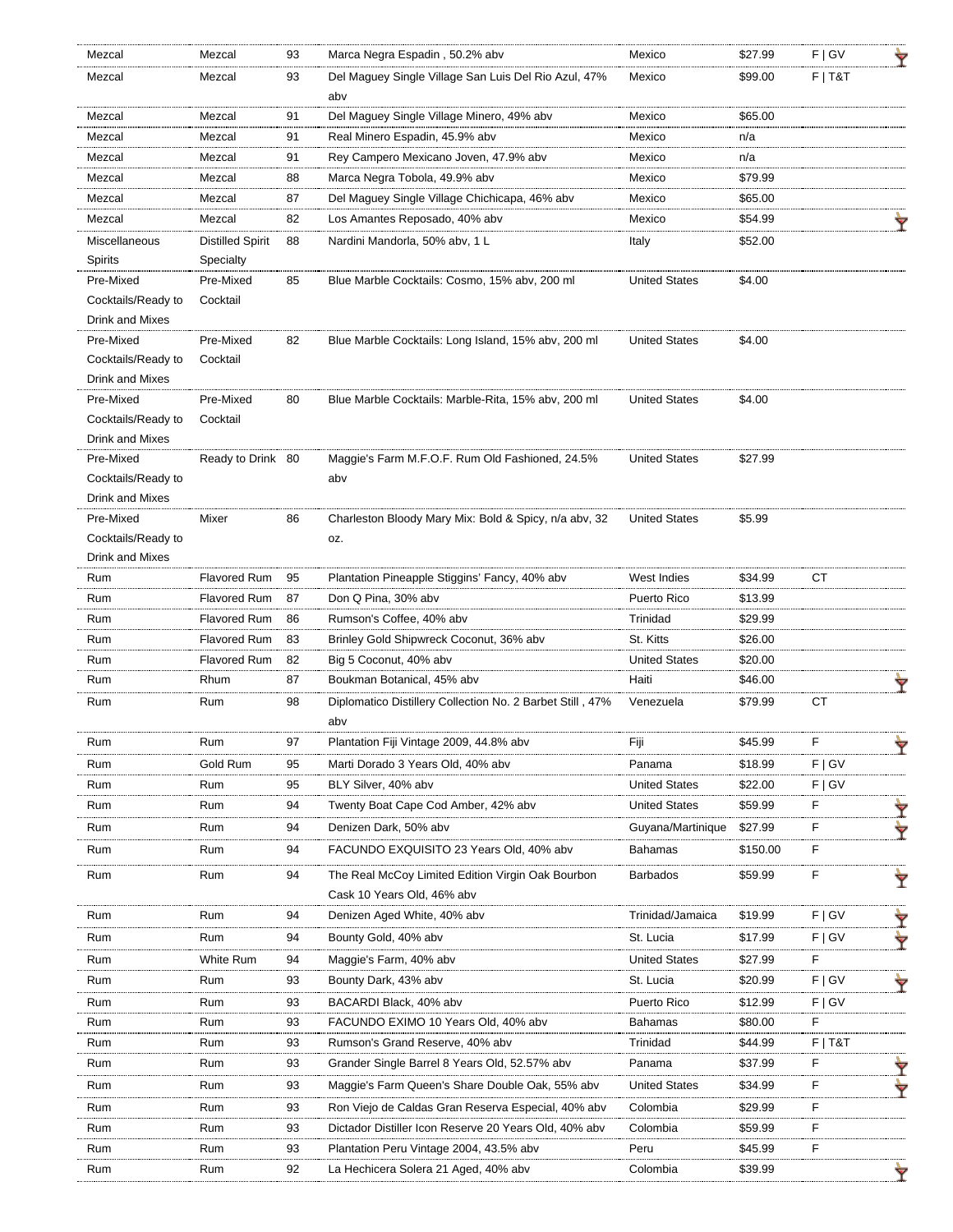| Mezcal | Mezcal | 93 | Marca Negra Espadin , 50.2% abv | Mexico | $27.99 | F \| GV |
|---|---|---|---|---|---|---|
| Mezcal | Mezcal | 93 | Del Maguey Single Village San Luis Del Rio Azul, 47% abv | Mexico | $99.00 | F \| T&T |
| Mezcal | Mezcal | 91 | Del Maguey Single Village Minero, 49% abv | Mexico | $65.00 | |
| Mezcal | Mezcal | 91 | Real Minero Espadin, 45.9% abv | Mexico | n/a | |
| Mezcal | Mezcal | 91 | Rey Campero Mexicano Joven, 47.9% abv | Mexico | n/a | |
| Mezcal | Mezcal | 88 | Marca Negra Tobola, 49.9% abv | Mexico | $79.99 | |
| Mezcal | Mezcal | 87 | Del Maguey Single Village Chichicapa, 46% abv | Mexico | $65.00 | |
| Mezcal | Mezcal | 82 | Los Amantes Reposado, 40% abv | Mexico | $54.99 | |
| Miscellaneous Spirits | Distilled Spirit Specialty | 88 | Nardini Mandorla, 50% abv, 1 L | Italy | $52.00 | |
| Pre-Mixed Cocktails/Ready to Drink and Mixes | Pre-Mixed Cocktail | 85 | Blue Marble Cocktails: Cosmo, 15% abv, 200 ml | United States | $4.00 | |
| Pre-Mixed Cocktails/Ready to Drink and Mixes | Pre-Mixed Cocktail | 82 | Blue Marble Cocktails: Long Island, 15% abv, 200 ml | United States | $4.00 | |
| Pre-Mixed Cocktails/Ready to Drink and Mixes | Pre-Mixed Cocktail | 80 | Blue Marble Cocktails: Marble-Rita, 15% abv, 200 ml | United States | $4.00 | |
| Pre-Mixed Cocktails/Ready to Drink and Mixes | Ready to Drink | 80 | Maggie's Farm M.F.O.F. Rum Old Fashioned, 24.5% abv | United States | $27.99 | |
| Pre-Mixed Cocktails/Ready to Drink and Mixes | Mixer | 86 | Charleston Bloody Mary Mix: Bold & Spicy, n/a abv, 32 oz. | United States | $5.99 | |
| Rum | Flavored Rum | 95 | Plantation Pineapple Stiggins' Fancy, 40% abv | West Indies | $34.99 | CT |
| Rum | Flavored Rum | 87 | Don Q Pina, 30% abv | Puerto Rico | $13.99 | |
| Rum | Flavored Rum | 86 | Rumson's Coffee, 40% abv | Trinidad | $29.99 | |
| Rum | Flavored Rum | 83 | Brinley Gold Shipwreck Coconut, 36% abv | St. Kitts | $26.00 | |
| Rum | Flavored Rum | 82 | Big 5 Coconut, 40% abv | United States | $20.00 | |
| Rum | Rhum | 87 | Boukman Botanical, 45% abv | Haiti | $46.00 | |
| Rum | Rum | 98 | Diplomatico Distillery Collection No. 2 Barbet Still , 47% abv | Venezuela | $79.99 | CT |
| Rum | Rum | 97 | Plantation Fiji Vintage 2009, 44.8% abv | Fiji | $45.99 | F |
| Rum | Gold Rum | 95 | Marti Dorado 3 Years Old, 40% abv | Panama | $18.99 | F \| GV |
| Rum | Rum | 95 | BLY Silver, 40% abv | United States | $22.00 | F \| GV |
| Rum | Rum | 94 | Twenty Boat Cape Cod Amber, 42% abv | United States | $59.99 | F |
| Rum | Rum | 94 | Denizen Dark, 50% abv | Guyana/Martinique | $27.99 | F |
| Rum | Rum | 94 | FACUNDO EXQUISITO 23 Years Old, 40% abv | Bahamas | $150.00 | F |
| Rum | Rum | 94 | The Real McCoy Limited Edition Virgin Oak Bourbon Cask 10 Years Old, 46% abv | Barbados | $59.99 | F |
| Rum | Rum | 94 | Denizen Aged White, 40% abv | Trinidad/Jamaica | $19.99 | F \| GV |
| Rum | Rum | 94 | Bounty Gold, 40% abv | St. Lucia | $17.99 | F \| GV |
| Rum | White Rum | 94 | Maggie's Farm, 40% abv | United States | $27.99 | F |
| Rum | Rum | 93 | Bounty Dark, 43% abv | St. Lucia | $20.99 | F \| GV |
| Rum | Rum | 93 | BACARDI Black, 40% abv | Puerto Rico | $12.99 | F \| GV |
| Rum | Rum | 93 | FACUNDO EXIMO 10 Years Old, 40% abv | Bahamas | $80.00 | F |
| Rum | Rum | 93 | Rumson's Grand Reserve, 40% abv | Trinidad | $44.99 | F \| T&T |
| Rum | Rum | 93 | Grander Single Barrel 8 Years Old, 52.57% abv | Panama | $37.99 | F |
| Rum | Rum | 93 | Maggie's Farm Queen's Share Double Oak, 55% abv | United States | $34.99 | F |
| Rum | Rum | 93 | Ron Viejo de Caldas Gran Reserva Especial, 40% abv | Colombia | $29.99 | F |
| Rum | Rum | 93 | Dictador Distiller Icon Reserve 20 Years Old, 40% abv | Colombia | $59.99 | F |
| Rum | Rum | 93 | Plantation Peru Vintage 2004, 43.5% abv | Peru | $45.99 | F |
| Rum | Rum | 92 | La Hechicera Solera 21 Aged, 40% abv | Colombia | $39.99 | |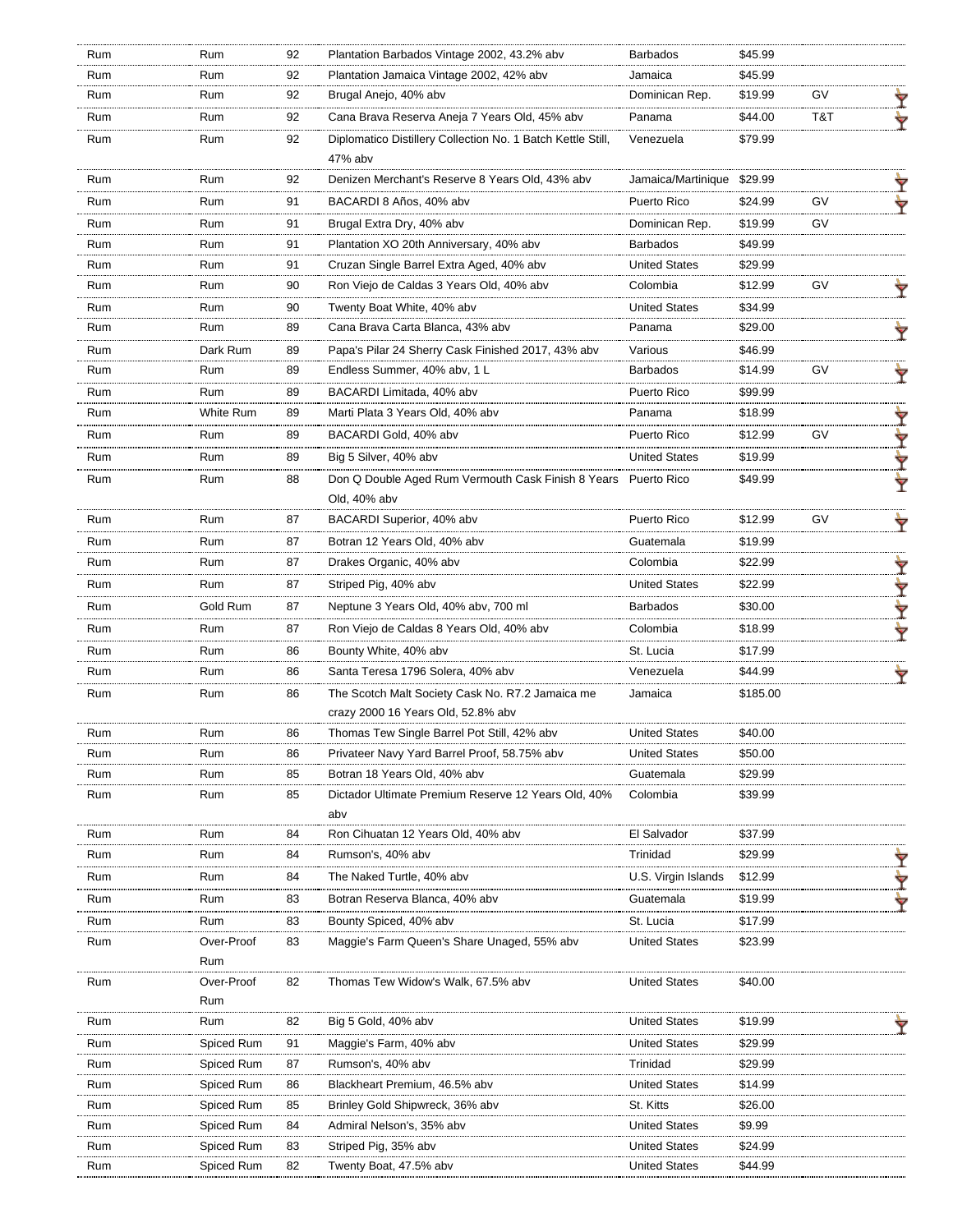| | | | | | | |
|---|---|---|---|---|---|---|
| Rum | Rum | 92 | Plantation Barbados Vintage 2002, 43.2% abv | Barbados | $45.99 | |
| Rum | Rum | 92 | Plantation Jamaica Vintage 2002, 42% abv | Jamaica | $45.99 | |
| Rum | Rum | 92 | Brugal Anejo, 40% abv | Dominican Rep. | $19.99 | GV |
| Rum | Rum | 92 | Cana Brava Reserva Aneja 7 Years Old, 45% abv | Panama | $44.00 | T&T |
| Rum | Rum | 92 | Diplomatico Distillery Collection No. 1 Batch Kettle Still, 47% abv | Venezuela | $79.99 | |
| Rum | Rum | 92 | Denizen Merchant's Reserve 8 Years Old, 43% abv | Jamaica/Martinique | $29.99 | |
| Rum | Rum | 91 | BACARDI 8 Años, 40% abv | Puerto Rico | $24.99 | GV |
| Rum | Rum | 91 | Brugal Extra Dry, 40% abv | Dominican Rep. | $19.99 | GV |
| Rum | Rum | 91 | Plantation XO 20th Anniversary, 40% abv | Barbados | $49.99 | |
| Rum | Rum | 91 | Cruzan Single Barrel Extra Aged, 40% abv | United States | $29.99 | |
| Rum | Rum | 90 | Ron Viejo de Caldas 3 Years Old, 40% abv | Colombia | $12.99 | GV |
| Rum | Rum | 90 | Twenty Boat White, 40% abv | United States | $34.99 | |
| Rum | Rum | 89 | Cana Brava Carta Blanca, 43% abv | Panama | $29.00 | |
| Rum | Dark Rum | 89 | Papa's Pilar 24 Sherry Cask Finished 2017, 43% abv | Various | $46.99 | |
| Rum | Rum | 89 | Endless Summer, 40% abv, 1 L | Barbados | $14.99 | GV |
| Rum | Rum | 89 | BACARDI Limitada, 40% abv | Puerto Rico | $99.99 | |
| Rum | White Rum | 89 | Marti Plata 3 Years Old, 40% abv | Panama | $18.99 | |
| Rum | Rum | 89 | BACARDI Gold, 40% abv | Puerto Rico | $12.99 | GV |
| Rum | Rum | 89 | Big 5 Silver, 40% abv | United States | $19.99 | |
| Rum | Rum | 88 | Don Q Double Aged Rum Vermouth Cask Finish 8 Years Old, 40% abv | Puerto Rico | $49.99 | |
| Rum | Rum | 87 | BACARDI Superior, 40% abv | Puerto Rico | $12.99 | GV |
| Rum | Rum | 87 | Botran 12 Years Old, 40% abv | Guatemala | $19.99 | |
| Rum | Rum | 87 | Drakes Organic, 40% abv | Colombia | $22.99 | |
| Rum | Rum | 87 | Striped Pig, 40% abv | United States | $22.99 | |
| Rum | Gold Rum | 87 | Neptune 3 Years Old, 40% abv, 700 ml | Barbados | $30.00 | |
| Rum | Rum | 87 | Ron Viejo de Caldas 8 Years Old, 40% abv | Colombia | $18.99 | |
| Rum | Rum | 86 | Bounty White, 40% abv | St. Lucia | $17.99 | |
| Rum | Rum | 86 | Santa Teresa 1796 Solera, 40% abv | Venezuela | $44.99 | |
| Rum | Rum | 86 | The Scotch Malt Society Cask No. R7.2 Jamaica me crazy 2000 16 Years Old, 52.8% abv | Jamaica | $185.00 | |
| Rum | Rum | 86 | Thomas Tew Single Barrel Pot Still, 42% abv | United States | $40.00 | |
| Rum | Rum | 86 | Privateer Navy Yard Barrel Proof, 58.75% abv | United States | $50.00 | |
| Rum | Rum | 85 | Botran 18 Years Old, 40% abv | Guatemala | $29.99 | |
| Rum | Rum | 85 | Dictador Ultimate Premium Reserve 12 Years Old, 40% abv | Colombia | $39.99 | |
| Rum | Rum | 84 | Ron Cihuatan 12 Years Old, 40% abv | El Salvador | $37.99 | |
| Rum | Rum | 84 | Rumson's, 40% abv | Trinidad | $29.99 | |
| Rum | Rum | 84 | The Naked Turtle, 40% abv | U.S. Virgin Islands | $12.99 | |
| Rum | Rum | 83 | Botran Reserva Blanca, 40% abv | Guatemala | $19.99 | |
| Rum | Rum | 83 | Bounty Spiced, 40% abv | St. Lucia | $17.99 | |
| Rum | Over-Proof Rum | 83 | Maggie's Farm Queen's Share Unaged, 55% abv | United States | $23.99 | |
| Rum | Over-Proof Rum | 82 | Thomas Tew Widow's Walk, 67.5% abv | United States | $40.00 | |
| Rum | Rum | 82 | Big 5 Gold, 40% abv | United States | $19.99 | |
| Rum | Spiced Rum | 91 | Maggie's Farm, 40% abv | United States | $29.99 | |
| Rum | Spiced Rum | 87 | Rumson's, 40% abv | Trinidad | $29.99 | |
| Rum | Spiced Rum | 86 | Blackheart Premium, 46.5% abv | United States | $14.99 | |
| Rum | Spiced Rum | 85 | Brinley Gold Shipwreck, 36% abv | St. Kitts | $26.00 | |
| Rum | Spiced Rum | 84 | Admiral Nelson's, 35% abv | United States | $9.99 | |
| Rum | Spiced Rum | 83 | Striped Pig, 35% abv | United States | $24.99 | |
| Rum | Spiced Rum | 82 | Twenty Boat, 47.5% abv | United States | $44.99 | |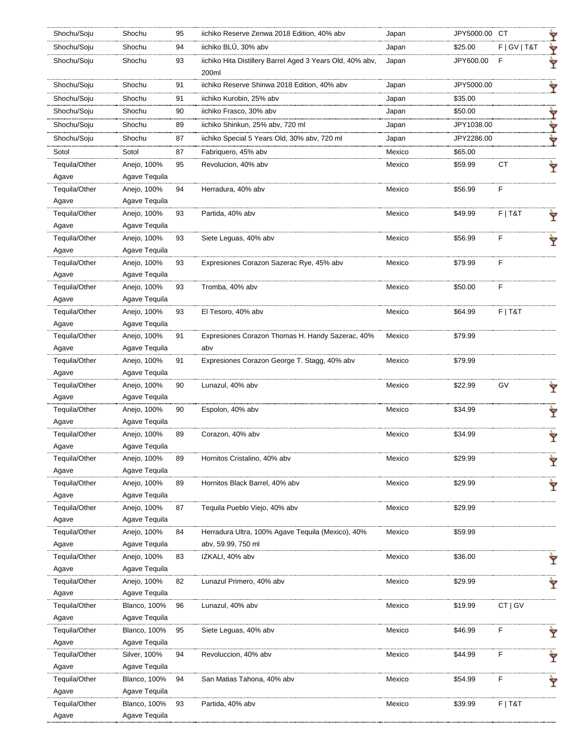| Shochu/Soju | Shochu | 95 | iichiko Reserve Zenwa 2018 Edition, 40% abv | Japan | JPY5000.00 | CT |
|---|---|---|---|---|---|---|
| Shochu/Soju | Shochu | 94 | iichiko BLŪ, 30% abv | Japan | $25.00 | F \| GV \| T&T |
| Shochu/Soju | Shochu | 93 | iichiko Hita Distillery Barrel Aged 3 Years Old, 40% abv, 200ml | Japan | JPY600.00 | F |
| Shochu/Soju | Shochu | 91 | iichiko Reserve Shinwa 2018 Edition, 40% abv | Japan | JPY5000.00 | |
| Shochu/Soju | Shochu | 91 | iichiko Kurobin, 25% abv | Japan | $35.00 | |
| Shochu/Soju | Shochu | 90 | iichiko Frasco, 30% abv | Japan | $50.00 | |
| Shochu/Soju | Shochu | 89 | iichiko Shinkun, 25% abv, 720 ml | Japan | JPY1038.00 | |
| Shochu/Soju | Shochu | 87 | iichiko Special 5 Years Old, 30% abv, 720 ml | Japan | JPY2286.00 | |
| Sotol | Sotol | 87 | Fabriquero, 45% abv | Mexico | $65.00 | |
| Tequila/Other Agave | Anejo, 100% Agave Tequila | 95 | Revolucion, 40% abv | Mexico | $59.99 | CT |
| Tequila/Other Agave | Anejo, 100% Agave Tequila | 94 | Herradura, 40% abv | Mexico | $56.99 | F |
| Tequila/Other Agave | Anejo, 100% Agave Tequila | 93 | Partida, 40% abv | Mexico | $49.99 | F \| T&T |
| Tequila/Other Agave | Anejo, 100% Agave Tequila | 93 | Siete Leguas, 40% abv | Mexico | $56.99 | F |
| Tequila/Other Agave | Anejo, 100% Agave Tequila | 93 | Expresiones Corazon Sazerac Rye, 45% abv | Mexico | $79.99 | F |
| Tequila/Other Agave | Anejo, 100% Agave Tequila | 93 | Tromba, 40% abv | Mexico | $50.00 | F |
| Tequila/Other Agave | Anejo, 100% Agave Tequila | 93 | El Tesoro, 40% abv | Mexico | $64.99 | F \| T&T |
| Tequila/Other Agave | Anejo, 100% Agave Tequila | 91 | Expresiones Corazon Thomas H. Handy Sazerac, 40% abv | Mexico | $79.99 | |
| Tequila/Other Agave | Anejo, 100% Agave Tequila | 91 | Expresiones Corazon George T. Stagg, 40% abv | Mexico | $79.99 | |
| Tequila/Other Agave | Anejo, 100% Agave Tequila | 90 | Lunazul, 40% abv | Mexico | $22.99 | GV |
| Tequila/Other Agave | Anejo, 100% Agave Tequila | 90 | Espolon, 40% abv | Mexico | $34.99 | |
| Tequila/Other Agave | Anejo, 100% Agave Tequila | 89 | Corazon, 40% abv | Mexico | $34.99 | |
| Tequila/Other Agave | Anejo, 100% Agave Tequila | 89 | Hornitos Cristalino, 40% abv | Mexico | $29.99 | |
| Tequila/Other Agave | Anejo, 100% Agave Tequila | 89 | Hornitos Black Barrel, 40% abv | Mexico | $29.99 | |
| Tequila/Other Agave | Anejo, 100% Agave Tequila | 87 | Tequila Pueblo Viejo, 40% abv | Mexico | $29.99 | |
| Tequila/Other Agave | Anejo, 100% Agave Tequila | 84 | Herradura Ultra, 100% Agave Tequila (Mexico), 40% abv, 59.99, 750 ml | Mexico | $59.99 | |
| Tequila/Other Agave | Anejo, 100% Agave Tequila | 83 | IZKALI, 40% abv | Mexico | $36.00 | |
| Tequila/Other Agave | Anejo, 100% Agave Tequila | 82 | Lunazul Primero, 40% abv | Mexico | $29.99 | |
| Tequila/Other Agave | Blanco, 100% Agave Tequila | 96 | Lunazul, 40% abv | Mexico | $19.99 | CT \| GV |
| Tequila/Other Agave | Blanco, 100% Agave Tequila | 95 | Siete Leguas, 40% abv | Mexico | $46.99 | F |
| Tequila/Other Agave | Silver, 100% Agave Tequila | 94 | Revoluccion, 40% abv | Mexico | $44.99 | F |
| Tequila/Other Agave | Blanco, 100% Agave Tequila | 94 | San Matias Tahona, 40% abv | Mexico | $54.99 | F |
| Tequila/Other Agave | Blanco, 100% Agave Tequila | 93 | Partida, 40% abv | Mexico | $39.99 | F \| T&T |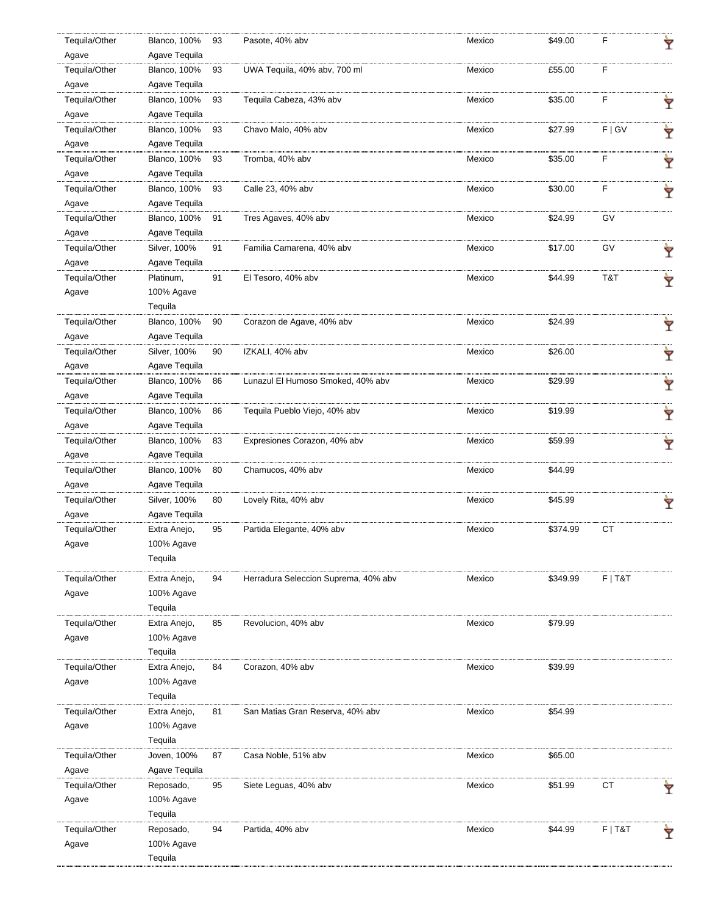| | | | | | | | |
|---|---|---|---|---|---|---|---|
| Tequila/Other Agave | Blanco, 100% Agave Tequila | 93 | Pasote, 40% abv | Mexico | $49.00 | F | 🍸 |
| Tequila/Other Agave | Blanco, 100% Agave Tequila | 93 | UWA Tequila, 40% abv, 700 ml | Mexico | £55.00 | F | |
| Tequila/Other Agave | Blanco, 100% Agave Tequila | 93 | Tequila Cabeza, 43% abv | Mexico | $35.00 | F | 🍸 |
| Tequila/Other Agave | Blanco, 100% Agave Tequila | 93 | Chavo Malo, 40% abv | Mexico | $27.99 | F \| GV | 🍸 |
| Tequila/Other Agave | Blanco, 100% Agave Tequila | 93 | Tromba, 40% abv | Mexico | $35.00 | F | 🍸 |
| Tequila/Other Agave | Blanco, 100% Agave Tequila | 93 | Calle 23, 40% abv | Mexico | $30.00 | F | 🍸 |
| Tequila/Other Agave | Blanco, 100% Agave Tequila | 91 | Tres Agaves, 40% abv | Mexico | $24.99 | GV | |
| Tequila/Other Agave | Silver, 100% Agave Tequila | 91 | Familia Camarena, 40% abv | Mexico | $17.00 | GV | 🍸 |
| Tequila/Other Agave | Platinum, 100% Agave Tequila | 91 | El Tesoro, 40% abv | Mexico | $44.99 | T&T | 🍸 |
| Tequila/Other Agave | Blanco, 100% Agave Tequila | 90 | Corazon de Agave, 40% abv | Mexico | $24.99 | | 🍸 |
| Tequila/Other Agave | Silver, 100% Agave Tequila | 90 | IZKALI, 40% abv | Mexico | $26.00 | | 🍸 |
| Tequila/Other Agave | Blanco, 100% Agave Tequila | 86 | Lunazul El Humoso Smoked, 40% abv | Mexico | $29.99 | | 🍸 |
| Tequila/Other Agave | Blanco, 100% Agave Tequila | 86 | Tequila Pueblo Viejo, 40% abv | Mexico | $19.99 | | 🍸 |
| Tequila/Other Agave | Blanco, 100% Agave Tequila | 83 | Expresiones Corazon, 40% abv | Mexico | $59.99 | | 🍸 |
| Tequila/Other Agave | Blanco, 100% Agave Tequila | 80 | Chamucos, 40% abv | Mexico | $44.99 | | |
| Tequila/Other Agave | Silver, 100% Agave Tequila | 80 | Lovely Rita, 40% abv | Mexico | $45.99 | | 🍸 |
| Tequila/Other Agave | Extra Anejo, 100% Agave Tequila | 95 | Partida Elegante, 40% abv | Mexico | $374.99 | CT | |
| Tequila/Other Agave | Extra Anejo, 100% Agave Tequila | 94 | Herradura Seleccion Suprema, 40% abv | Mexico | $349.99 | F \| T&T | |
| Tequila/Other Agave | Extra Anejo, 100% Agave Tequila | 85 | Revolucion, 40% abv | Mexico | $79.99 | | |
| Tequila/Other Agave | Extra Anejo, 100% Agave Tequila | 84 | Corazon, 40% abv | Mexico | $39.99 | | |
| Tequila/Other Agave | Extra Anejo, 100% Agave Tequila | 81 | San Matias Gran Reserva, 40% abv | Mexico | $54.99 | | |
| Tequila/Other Agave | Joven, 100% Agave Tequila | 87 | Casa Noble, 51% abv | Mexico | $65.00 | | |
| Tequila/Other Agave | Reposado, 100% Agave Tequila | 95 | Siete Leguas, 40% abv | Mexico | $51.99 | CT | 🍸 |
| Tequila/Other Agave | Reposado, 100% Agave Tequila | 94 | Partida, 40% abv | Mexico | $44.99 | F \| T&T | 🍸 |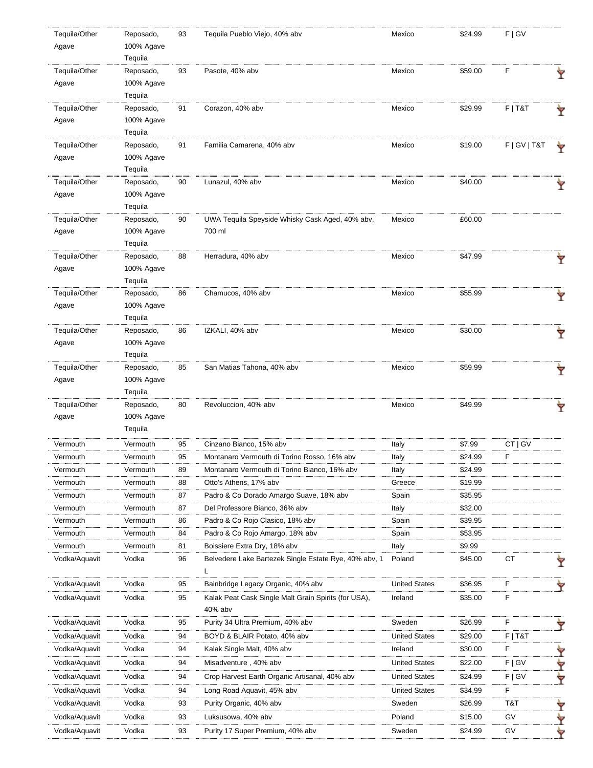| | | | | | | | |
|---|---|---|---|---|---|---|---|
| Tequila/Other Agave | Reposado, 100% Agave Tequila | 93 | Tequila Pueblo Viejo, 40% abv | Mexico | $24.99 | F \| GV | |
| Tequila/Other Agave | Reposado, 100% Agave Tequila | 93 | Pasote, 40% abv | Mexico | $59.00 | F | |
| Tequila/Other Agave | Reposado, 100% Agave Tequila | 91 | Corazon, 40% abv | Mexico | $29.99 | F \| T&T | |
| Tequila/Other Agave | Reposado, 100% Agave Tequila | 91 | Familia Camarena, 40% abv | Mexico | $19.00 | F \| GV \| T&T | |
| Tequila/Other Agave | Reposado, 100% Agave Tequila | 90 | Lunazul, 40% abv | Mexico | $40.00 | | |
| Tequila/Other Agave | Reposado, 100% Agave Tequila | 90 | UWA Tequila Speyside Whisky Cask Aged, 40% abv, 700 ml | Mexico | £60.00 | | |
| Tequila/Other Agave | Reposado, 100% Agave Tequila | 88 | Herradura, 40% abv | Mexico | $47.99 | | |
| Tequila/Other Agave | Reposado, 100% Agave Tequila | 86 | Chamucos, 40% abv | Mexico | $55.99 | | |
| Tequila/Other Agave | Reposado, 100% Agave Tequila | 86 | IZKALI, 40% abv | Mexico | $30.00 | | |
| Tequila/Other Agave | Reposado, 100% Agave Tequila | 85 | San Matias Tahona, 40% abv | Mexico | $59.99 | | |
| Tequila/Other Agave | Reposado, 100% Agave Tequila | 80 | Revoluccion, 40% abv | Mexico | $49.99 | | |
| Vermouth | Vermouth | 95 | Cinzano Bianco, 15% abv | Italy | $7.99 | CT \| GV | |
| Vermouth | Vermouth | 95 | Montanaro Vermouth di Torino Rosso, 16% abv | Italy | $24.99 | F | |
| Vermouth | Vermouth | 89 | Montanaro Vermouth di Torino Bianco, 16% abv | Italy | $24.99 | | |
| Vermouth | Vermouth | 88 | Otto's Athens, 17% abv | Greece | $19.99 | | |
| Vermouth | Vermouth | 87 | Padro & Co Dorado Amargo Suave, 18% abv | Spain | $35.95 | | |
| Vermouth | Vermouth | 87 | Del Professore Bianco, 36% abv | Italy | $32.00 | | |
| Vermouth | Vermouth | 86 | Padro & Co Rojo Clasico, 18% abv | Spain | $39.95 | | |
| Vermouth | Vermouth | 84 | Padro & Co Rojo Amargo, 18% abv | Spain | $53.95 | | |
| Vermouth | Vermouth | 81 | Boissiere Extra Dry, 18% abv | Italy | $9.99 | | |
| Vodka/Aquavit | Vodka | 96 | Belvedere Lake Bartezek Single Estate Rye, 40% abv, 1 L | Poland | $45.00 | CT | |
| Vodka/Aquavit | Vodka | 95 | Bainbridge Legacy Organic, 40% abv | United States | $36.95 | F | |
| Vodka/Aquavit | Vodka | 95 | Kalak Peat Cask Single Malt Grain Spirits (for USA), 40% abv | Ireland | $35.00 | F | |
| Vodka/Aquavit | Vodka | 95 | Purity 34 Ultra Premium, 40% abv | Sweden | $26.99 | F | |
| Vodka/Aquavit | Vodka | 94 | BOYD & BLAIR Potato, 40% abv | United States | $29.00 | F \| T&T | |
| Vodka/Aquavit | Vodka | 94 | Kalak Single Malt, 40% abv | Ireland | $30.00 | F | |
| Vodka/Aquavit | Vodka | 94 | Misadventure , 40% abv | United States | $22.00 | F \| GV | |
| Vodka/Aquavit | Vodka | 94 | Crop Harvest Earth Organic Artisanal, 40% abv | United States | $24.99 | F \| GV | |
| Vodka/Aquavit | Vodka | 94 | Long Road Aquavit, 45% abv | United States | $34.99 | F | |
| Vodka/Aquavit | Vodka | 93 | Purity Organic, 40% abv | Sweden | $26.99 | T&T | |
| Vodka/Aquavit | Vodka | 93 | Luksusowa, 40% abv | Poland | $15.00 | GV | |
| Vodka/Aquavit | Vodka | 93 | Purity 17 Super Premium, 40% abv | Sweden | $24.99 | GV | |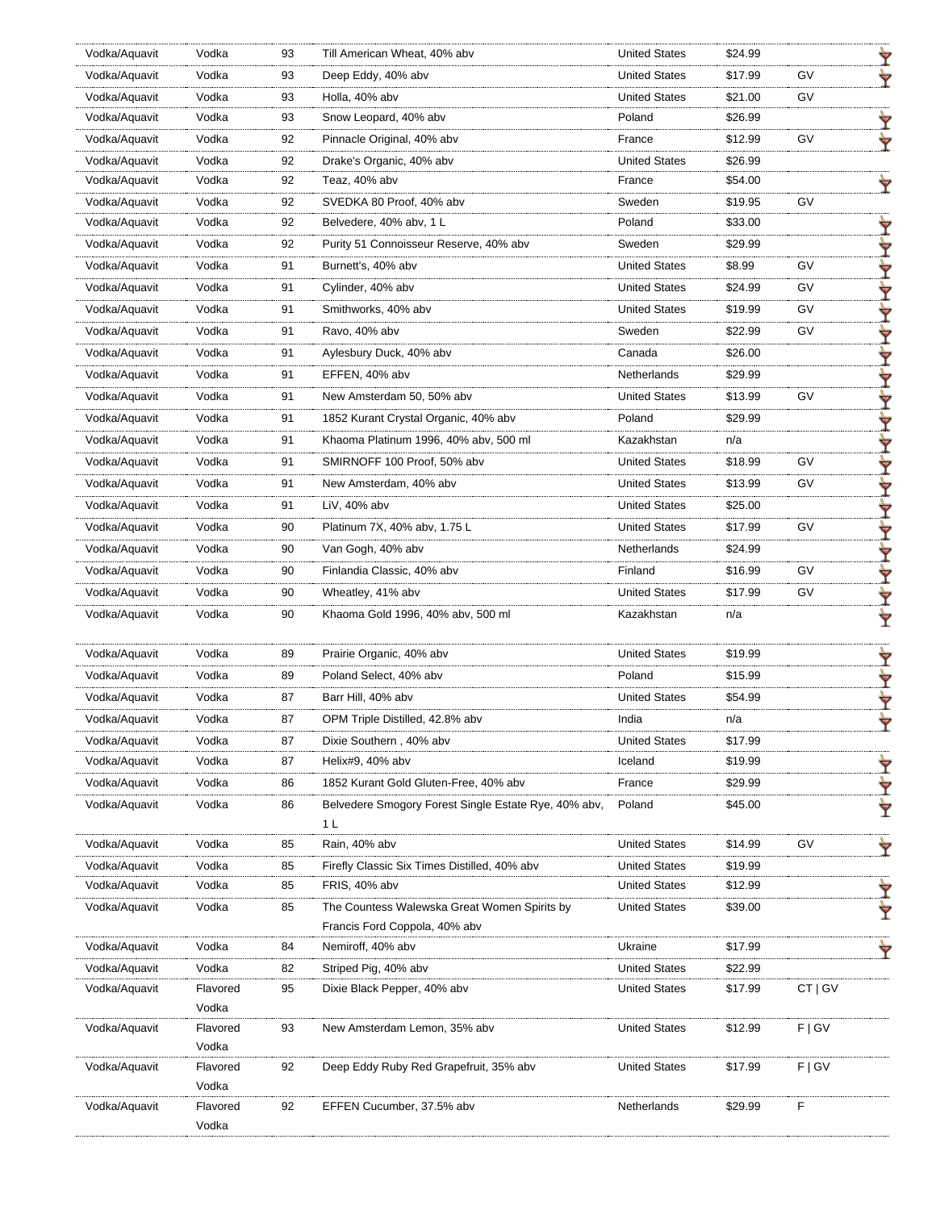| | | | | | | | |
|---|---|---|---|---|---|---|---|
| Vodka/Aquavit | Vodka | 93 | Till American Wheat, 40% abv | United States | $24.99 | | |
| Vodka/Aquavit | Vodka | 93 | Deep Eddy, 40% abv | United States | $17.99 | GV | |
| Vodka/Aquavit | Vodka | 93 | Holla, 40% abv | United States | $21.00 | GV | |
| Vodka/Aquavit | Vodka | 93 | Snow Leopard, 40% abv | Poland | $26.99 | | |
| Vodka/Aquavit | Vodka | 92 | Pinnacle Original, 40% abv | France | $12.99 | GV | |
| Vodka/Aquavit | Vodka | 92 | Drake's Organic, 40% abv | United States | $26.99 | | |
| Vodka/Aquavit | Vodka | 92 | Teaz, 40% abv | France | $54.00 | | |
| Vodka/Aquavit | Vodka | 92 | SVEDKA 80 Proof, 40% abv | Sweden | $19.95 | GV | |
| Vodka/Aquavit | Vodka | 92 | Belvedere, 40% abv, 1 L | Poland | $33.00 | | |
| Vodka/Aquavit | Vodka | 92 | Purity 51 Connoisseur Reserve, 40% abv | Sweden | $29.99 | | |
| Vodka/Aquavit | Vodka | 91 | Burnett's, 40% abv | United States | $8.99 | GV | |
| Vodka/Aquavit | Vodka | 91 | Cylinder, 40% abv | United States | $24.99 | GV | |
| Vodka/Aquavit | Vodka | 91 | Smithworks, 40% abv | United States | $19.99 | GV | |
| Vodka/Aquavit | Vodka | 91 | Ravo, 40% abv | Sweden | $22.99 | GV | |
| Vodka/Aquavit | Vodka | 91 | Aylesbury Duck, 40% abv | Canada | $26.00 | | |
| Vodka/Aquavit | Vodka | 91 | EFFEN, 40% abv | Netherlands | $29.99 | | |
| Vodka/Aquavit | Vodka | 91 | New Amsterdam 50, 50% abv | United States | $13.99 | GV | |
| Vodka/Aquavit | Vodka | 91 | 1852 Kurant Crystal Organic, 40% abv | Poland | $29.99 | | |
| Vodka/Aquavit | Vodka | 91 | Khaoma Platinum 1996, 40% abv, 500 ml | Kazakhstan | n/a | | |
| Vodka/Aquavit | Vodka | 91 | SMIRNOFF 100 Proof, 50% abv | United States | $18.99 | GV | |
| Vodka/Aquavit | Vodka | 91 | New Amsterdam, 40% abv | United States | $13.99 | GV | |
| Vodka/Aquavit | Vodka | 91 | LiV, 40% abv | United States | $25.00 | | |
| Vodka/Aquavit | Vodka | 90 | Platinum 7X, 40% abv, 1.75 L | United States | $17.99 | GV | |
| Vodka/Aquavit | Vodka | 90 | Van Gogh, 40% abv | Netherlands | $24.99 | | |
| Vodka/Aquavit | Vodka | 90 | Finlandia Classic, 40% abv | Finland | $16.99 | GV | |
| Vodka/Aquavit | Vodka | 90 | Wheatley, 41% abv | United States | $17.99 | GV | |
| Vodka/Aquavit | Vodka | 90 | Khaoma Gold 1996, 40% abv, 500 ml | Kazakhstan | n/a | | |
| Vodka/Aquavit | Vodka | 89 | Prairie Organic, 40% abv | United States | $19.99 | | |
| Vodka/Aquavit | Vodka | 89 | Poland Select, 40% abv | Poland | $15.99 | | |
| Vodka/Aquavit | Vodka | 87 | Barr Hill, 40% abv | United States | $54.99 | | |
| Vodka/Aquavit | Vodka | 87 | OPM Triple Distilled, 42.8% abv | India | n/a | | |
| Vodka/Aquavit | Vodka | 87 | Dixie Southern , 40% abv | United States | $17.99 | | |
| Vodka/Aquavit | Vodka | 87 | Helix#9, 40% abv | Iceland | $19.99 | | |
| Vodka/Aquavit | Vodka | 86 | 1852 Kurant Gold Gluten-Free, 40% abv | France | $29.99 | | |
| Vodka/Aquavit | Vodka | 86 | Belvedere Smogory Forest Single Estate Rye, 40% abv, 1 L | Poland | $45.00 | | |
| Vodka/Aquavit | Vodka | 85 | Rain, 40% abv | United States | $14.99 | GV | |
| Vodka/Aquavit | Vodka | 85 | Firefly Classic Six Times Distilled, 40% abv | United States | $19.99 | | |
| Vodka/Aquavit | Vodka | 85 | FRIS, 40% abv | United States | $12.99 | | |
| Vodka/Aquavit | Vodka | 85 | The Countess Walewska Great Women Spirits by Francis Ford Coppola, 40% abv | United States | $39.00 | | |
| Vodka/Aquavit | Vodka | 84 | Nemiroff, 40% abv | Ukraine | $17.99 | | |
| Vodka/Aquavit | Vodka | 82 | Striped Pig, 40% abv | United States | $22.99 | | |
| Vodka/Aquavit | Flavored Vodka | 95 | Dixie Black Pepper, 40% abv | United States | $17.99 | CT \| GV | |
| Vodka/Aquavit | Flavored Vodka | 93 | New Amsterdam Lemon, 35% abv | United States | $12.99 | F \| GV | |
| Vodka/Aquavit | Flavored Vodka | 92 | Deep Eddy Ruby Red Grapefruit, 35% abv | United States | $17.99 | F \| GV | |
| Vodka/Aquavit | Flavored Vodka | 92 | EFFEN Cucumber, 37.5% abv | Netherlands | $29.99 | F | |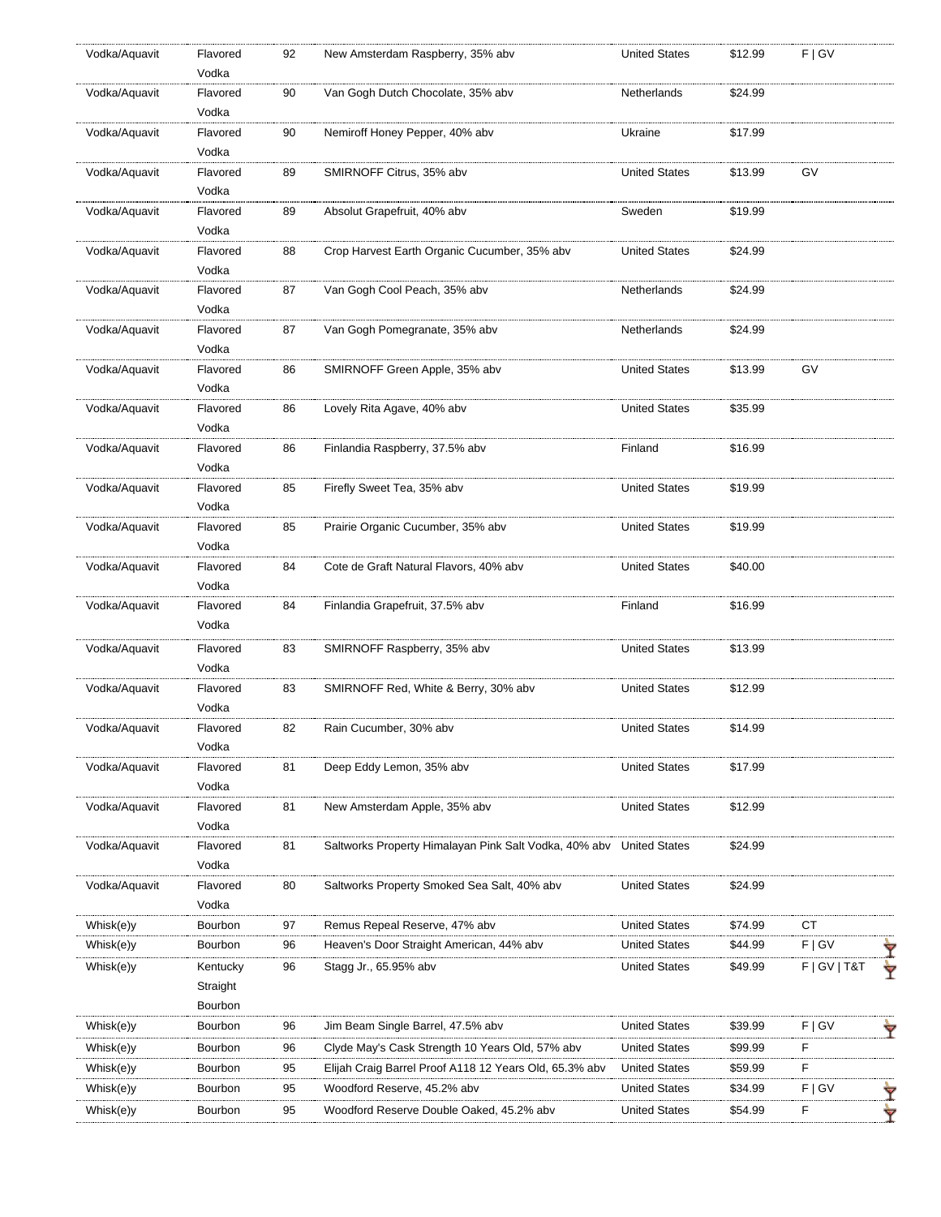| | | | | | | | |
|---|---|---|---|---|---|---|---|
| Vodka/Aquavit | Flavored Vodka | 92 | New Amsterdam Raspberry, 35% abv | United States | $12.99 | F \| GV | |
| Vodka/Aquavit | Flavored Vodka | 90 | Van Gogh Dutch Chocolate, 35% abv | Netherlands | $24.99 | | |
| Vodka/Aquavit | Flavored Vodka | 90 | Nemiroff Honey Pepper, 40% abv | Ukraine | $17.99 | | |
| Vodka/Aquavit | Flavored Vodka | 89 | SMIRNOFF Citrus, 35% abv | United States | $13.99 | GV | |
| Vodka/Aquavit | Flavored Vodka | 89 | Absolut Grapefruit, 40% abv | Sweden | $19.99 | | |
| Vodka/Aquavit | Flavored Vodka | 88 | Crop Harvest Earth Organic Cucumber, 35% abv | United States | $24.99 | | |
| Vodka/Aquavit | Flavored Vodka | 87 | Van Gogh Cool Peach, 35% abv | Netherlands | $24.99 | | |
| Vodka/Aquavit | Flavored Vodka | 87 | Van Gogh Pomegranate, 35% abv | Netherlands | $24.99 | | |
| Vodka/Aquavit | Flavored Vodka | 86 | SMIRNOFF Green Apple, 35% abv | United States | $13.99 | GV | |
| Vodka/Aquavit | Flavored Vodka | 86 | Lovely Rita Agave, 40% abv | United States | $35.99 | | |
| Vodka/Aquavit | Flavored Vodka | 86 | Finlandia Raspberry, 37.5% abv | Finland | $16.99 | | |
| Vodka/Aquavit | Flavored Vodka | 85 | Firefly Sweet Tea, 35% abv | United States | $19.99 | | |
| Vodka/Aquavit | Flavored Vodka | 85 | Prairie Organic Cucumber, 35% abv | United States | $19.99 | | |
| Vodka/Aquavit | Flavored Vodka | 84 | Cote de Graft Natural Flavors, 40% abv | United States | $40.00 | | |
| Vodka/Aquavit | Flavored Vodka | 84 | Finlandia Grapefruit, 37.5% abv | Finland | $16.99 | | |
| Vodka/Aquavit | Flavored Vodka | 83 | SMIRNOFF Raspberry, 35% abv | United States | $13.99 | | |
| Vodka/Aquavit | Flavored Vodka | 83 | SMIRNOFF Red, White & Berry, 30% abv | United States | $12.99 | | |
| Vodka/Aquavit | Flavored Vodka | 82 | Rain Cucumber, 30% abv | United States | $14.99 | | |
| Vodka/Aquavit | Flavored Vodka | 81 | Deep Eddy Lemon, 35% abv | United States | $17.99 | | |
| Vodka/Aquavit | Flavored Vodka | 81 | New Amsterdam Apple, 35% abv | United States | $12.99 | | |
| Vodka/Aquavit | Flavored Vodka | 81 | Saltworks Property Himalayan Pink Salt Vodka, 40% abv | United States | $24.99 | | |
| Vodka/Aquavit | Flavored Vodka | 80 | Saltworks Property Smoked Sea Salt, 40% abv | United States | $24.99 | | |
| Whisk(e)y | Bourbon | 97 | Remus Repeal Reserve, 47% abv | United States | $74.99 | CT | |
| Whisk(e)y | Bourbon | 96 | Heaven's Door Straight American, 44% abv | United States | $44.99 | F \| GV | 🍸 |
| Whisk(e)y | Kentucky Straight Bourbon | 96 | Stagg Jr., 65.95% abv | United States | $49.99 | F \| GV \| T&T | 🍸 |
| Whisk(e)y | Bourbon | 96 | Jim Beam Single Barrel, 47.5% abv | United States | $39.99 | F \| GV | 🍸 |
| Whisk(e)y | Bourbon | 96 | Clyde May's Cask Strength 10 Years Old, 57% abv | United States | $99.99 | F | |
| Whisk(e)y | Bourbon | 95 | Elijah Craig Barrel Proof A118 12 Years Old, 65.3% abv | United States | $59.99 | F | |
| Whisk(e)y | Bourbon | 95 | Woodford Reserve, 45.2% abv | United States | $34.99 | F \| GV | 🍸 |
| Whisk(e)y | Bourbon | 95 | Woodford Reserve Double Oaked, 45.2% abv | United States | $54.99 | F | 🍸 |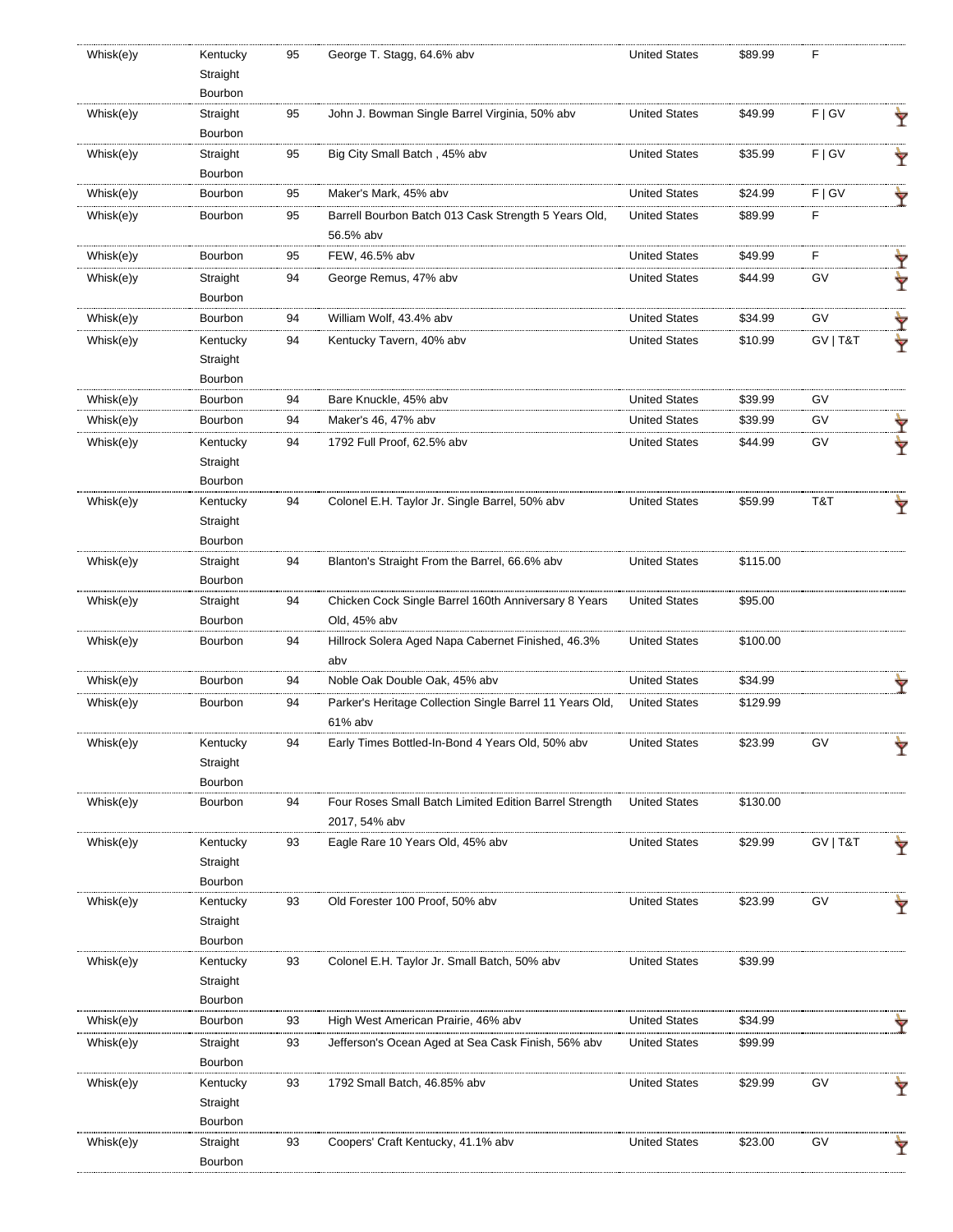| | | | | | | |
|---|---|---|---|---|---|---|
| Whisk(e)y | Kentucky Straight Bourbon | 95 | George T. Stagg, 64.6% abv | United States | $89.99 | F |
| Whisk(e)y | Straight Bourbon | 95 | John J. Bowman Single Barrel Virginia, 50% abv | United States | $49.99 | F \| GV |
| Whisk(e)y | Straight Bourbon | 95 | Big City Small Batch , 45% abv | United States | $35.99 | F \| GV |
| Whisk(e)y | Bourbon | 95 | Maker's Mark, 45% abv | United States | $24.99 | F \| GV |
| Whisk(e)y | Bourbon | 95 | Barrell Bourbon Batch 013 Cask Strength 5 Years Old, 56.5% abv | United States | $89.99 | F |
| Whisk(e)y | Bourbon | 95 | FEW, 46.5% abv | United States | $49.99 | F |
| Whisk(e)y | Straight Bourbon | 94 | George Remus, 47% abv | United States | $44.99 | GV |
| Whisk(e)y | Bourbon | 94 | William Wolf, 43.4% abv | United States | $34.99 | GV |
| Whisk(e)y | Kentucky Straight Bourbon | 94 | Kentucky Tavern, 40% abv | United States | $10.99 | GV \| T&T |
| Whisk(e)y | Bourbon | 94 | Bare Knuckle, 45% abv | United States | $39.99 | GV |
| Whisk(e)y | Bourbon | 94 | Maker's 46, 47% abv | United States | $39.99 | GV |
| Whisk(e)y | Kentucky Straight Bourbon | 94 | 1792 Full Proof, 62.5% abv | United States | $44.99 | GV |
| Whisk(e)y | Kentucky Straight Bourbon | 94 | Colonel E.H. Taylor Jr. Single Barrel, 50% abv | United States | $59.99 | T&T |
| Whisk(e)y | Straight Bourbon | 94 | Blanton's Straight From the Barrel, 66.6% abv | United States | $115.00 | |
| Whisk(e)y | Straight Bourbon | 94 | Chicken Cock Single Barrel 160th Anniversary 8 Years Old, 45% abv | United States | $95.00 | |
| Whisk(e)y | Bourbon | 94 | Hillrock Solera Aged Napa Cabernet Finished, 46.3% abv | United States | $100.00 | |
| Whisk(e)y | Bourbon | 94 | Noble Oak Double Oak, 45% abv | United States | $34.99 | |
| Whisk(e)y | Bourbon | 94 | Parker's Heritage Collection Single Barrel 11 Years Old, 61% abv | United States | $129.99 | |
| Whisk(e)y | Kentucky Straight Bourbon | 94 | Early Times Bottled-In-Bond 4 Years Old, 50% abv | United States | $23.99 | GV |
| Whisk(e)y | Bourbon | 94 | Four Roses Small Batch Limited Edition Barrel Strength 2017, 54% abv | United States | $130.00 | |
| Whisk(e)y | Kentucky Straight Bourbon | 93 | Eagle Rare 10 Years Old, 45% abv | United States | $29.99 | GV \| T&T |
| Whisk(e)y | Kentucky Straight Bourbon | 93 | Old Forester 100 Proof, 50% abv | United States | $23.99 | GV |
| Whisk(e)y | Kentucky Straight Bourbon | 93 | Colonel E.H. Taylor Jr. Small Batch, 50% abv | United States | $39.99 | |
| Whisk(e)y | Bourbon | 93 | High West American Prairie, 46% abv | United States | $34.99 | |
| Whisk(e)y | Straight Bourbon | 93 | Jefferson's Ocean Aged at Sea Cask Finish, 56% abv | United States | $99.99 | |
| Whisk(e)y | Kentucky Straight Bourbon | 93 | 1792 Small Batch, 46.85% abv | United States | $29.99 | GV |
| Whisk(e)y | Straight Bourbon | 93 | Coopers' Craft Kentucky, 41.1% abv | United States | $23.00 | GV |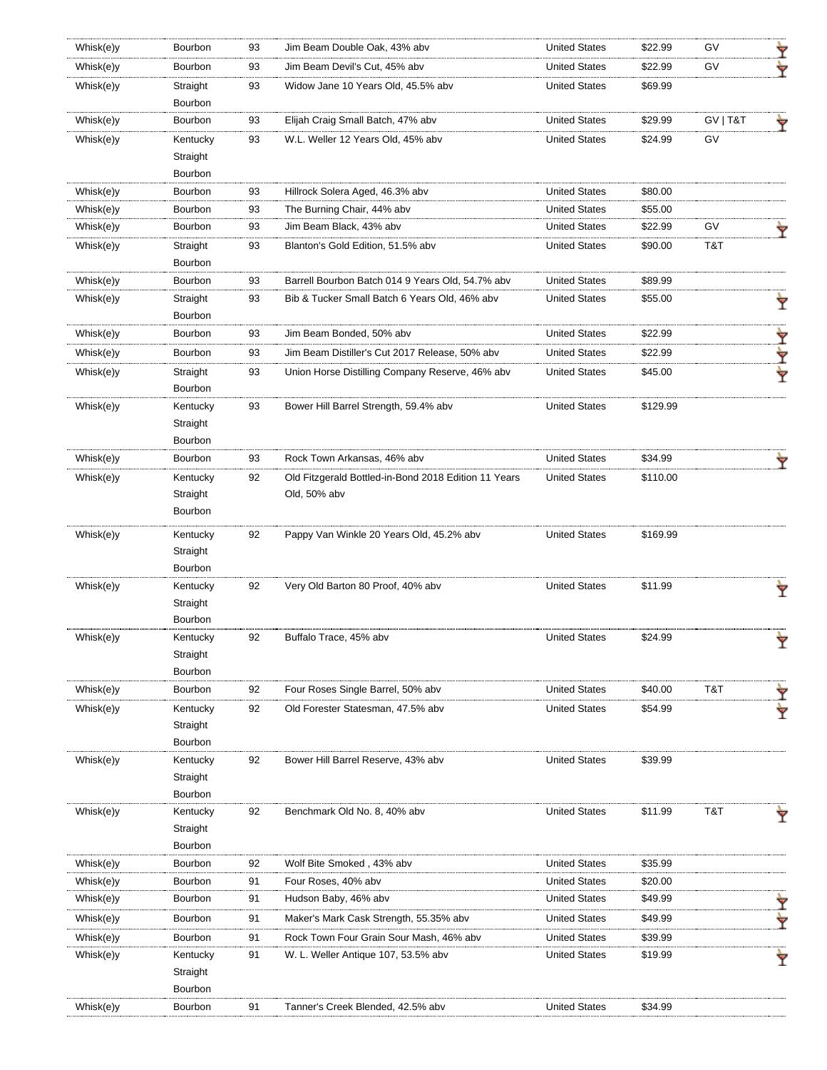| | | | | | | | |
|---|---|---|---|---|---|---|---|
| Whisk(e)y | Bourbon | 93 | Jim Beam Double Oak, 43% abv | United States | $22.99 | GV | 🍸 |
| Whisk(e)y | Bourbon | 93 | Jim Beam Devil's Cut, 45% abv | United States | $22.99 | GV | 🍸 |
| Whisk(e)y | Straight Bourbon | 93 | Widow Jane 10 Years Old, 45.5% abv | United States | $69.99 | | |
| Whisk(e)y | Bourbon | 93 | Elijah Craig Small Batch, 47% abv | United States | $29.99 | GV \| T&T | 🍸 |
| Whisk(e)y | Kentucky Straight Bourbon | 93 | W.L. Weller 12 Years Old, 45% abv | United States | $24.99 | GV | |
| Whisk(e)y | Bourbon | 93 | Hillrock Solera Aged, 46.3% abv | United States | $80.00 | | |
| Whisk(e)y | Bourbon | 93 | The Burning Chair, 44% abv | United States | $55.00 | | |
| Whisk(e)y | Bourbon | 93 | Jim Beam Black, 43% abv | United States | $22.99 | GV | 🍸 |
| Whisk(e)y | Straight Bourbon | 93 | Blanton's Gold Edition, 51.5% abv | United States | $90.00 | T&T | |
| Whisk(e)y | Bourbon | 93 | Barrell Bourbon Batch 014 9 Years Old, 54.7% abv | United States | $89.99 | | |
| Whisk(e)y | Straight Bourbon | 93 | Bib & Tucker Small Batch 6 Years Old, 46% abv | United States | $55.00 | | 🍸 |
| Whisk(e)y | Bourbon | 93 | Jim Beam Bonded, 50% abv | United States | $22.99 | | 🍸 |
| Whisk(e)y | Bourbon | 93 | Jim Beam Distiller's Cut 2017 Release, 50% abv | United States | $22.99 | | 🍸 |
| Whisk(e)y | Straight Bourbon | 93 | Union Horse Distilling Company Reserve, 46% abv | United States | $45.00 | | 🍸 |
| Whisk(e)y | Kentucky Straight Bourbon | 93 | Bower Hill Barrel Strength, 59.4% abv | United States | $129.99 | | |
| Whisk(e)y | Bourbon | 93 | Rock Town Arkansas, 46% abv | United States | $34.99 | | 🍸 |
| Whisk(e)y | Kentucky Straight Bourbon | 92 | Old Fitzgerald Bottled-in-Bond 2018 Edition 11 Years Old, 50% abv | United States | $110.00 | | |
| Whisk(e)y | Kentucky Straight Bourbon | 92 | Pappy Van Winkle 20 Years Old, 45.2% abv | United States | $169.99 | | |
| Whisk(e)y | Kentucky Straight Bourbon | 92 | Very Old Barton 80 Proof, 40% abv | United States | $11.99 | | 🍸 |
| Whisk(e)y | Kentucky Straight Bourbon | 92 | Buffalo Trace, 45% abv | United States | $24.99 | | 🍸 |
| Whisk(e)y | Bourbon | 92 | Four Roses Single Barrel, 50% abv | United States | $40.00 | T&T | 🍸 |
| Whisk(e)y | Kentucky Straight Bourbon | 92 | Old Forester Statesman, 47.5% abv | United States | $54.99 | | 🍸 |
| Whisk(e)y | Kentucky Straight Bourbon | 92 | Bower Hill Barrel Reserve, 43% abv | United States | $39.99 | | |
| Whisk(e)y | Kentucky Straight Bourbon | 92 | Benchmark Old No. 8, 40% abv | United States | $11.99 | T&T | 🍸 |
| Whisk(e)y | Bourbon | 92 | Wolf Bite Smoked , 43% abv | United States | $35.99 | | |
| Whisk(e)y | Bourbon | 91 | Four Roses, 40% abv | United States | $20.00 | | |
| Whisk(e)y | Bourbon | 91 | Hudson Baby, 46% abv | United States | $49.99 | | 🍸 |
| Whisk(e)y | Bourbon | 91 | Maker's Mark Cask Strength, 55.35% abv | United States | $49.99 | | 🍸 |
| Whisk(e)y | Bourbon | 91 | Rock Town Four Grain Sour Mash, 46% abv | United States | $39.99 | | |
| Whisk(e)y | Kentucky Straight Bourbon | 91 | W. L. Weller Antique 107, 53.5% abv | United States | $19.99 | | 🍸 |
| Whisk(e)y | Bourbon | 91 | Tanner's Creek Blended, 42.5% abv | United States | $34.99 | | |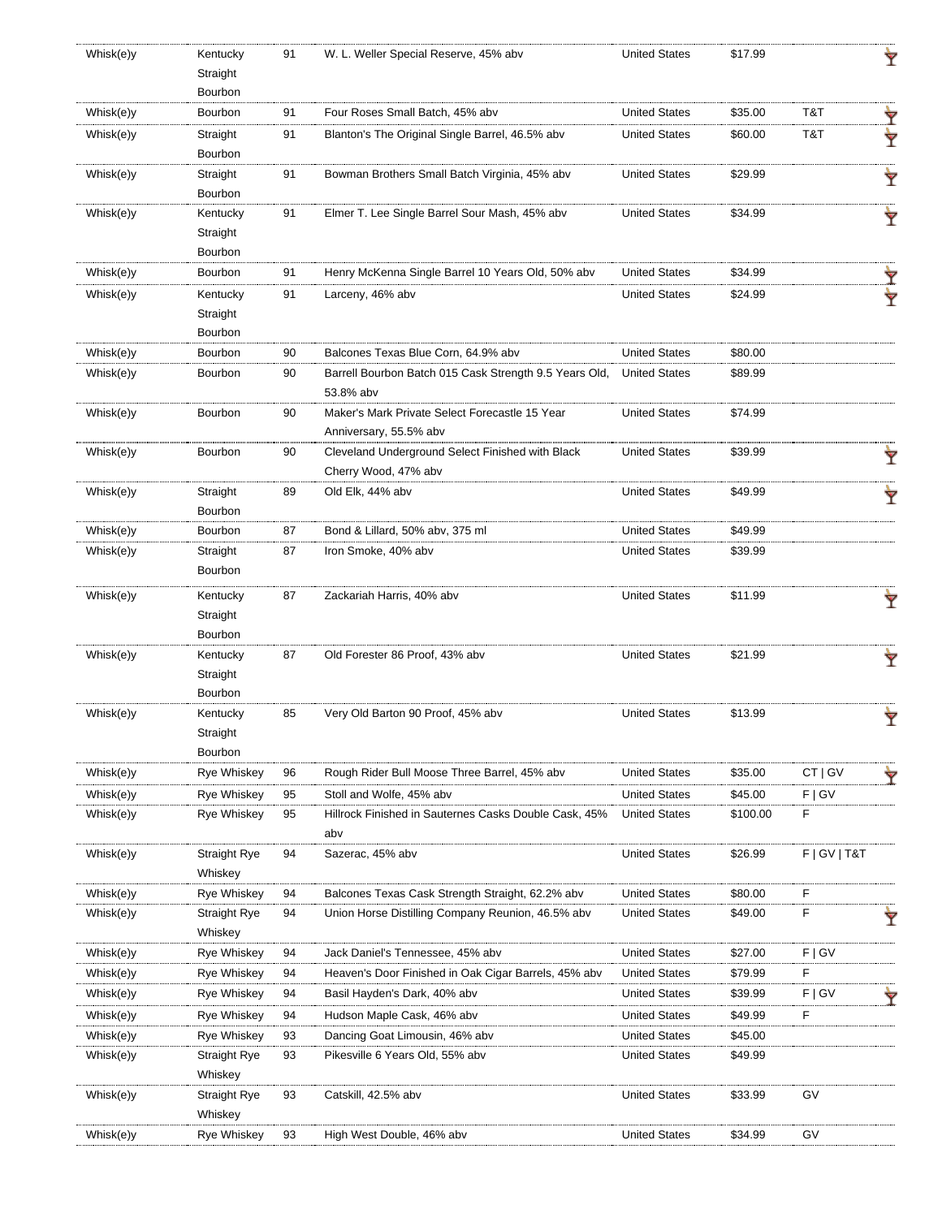| | | | | | | |
|---|---|---|---|---|---|---|
| Whisk(e)y | Kentucky Straight Bourbon | 91 | W. L. Weller Special Reserve, 45% abv | United States | $17.99 | |
| Whisk(e)y | Bourbon | 91 | Four Roses Small Batch, 45% abv | United States | $35.00 | T&T |
| Whisk(e)y | Straight Bourbon | 91 | Blanton's The Original Single Barrel, 46.5% abv | United States | $60.00 | T&T |
| Whisk(e)y | Straight Bourbon | 91 | Bowman Brothers Small Batch Virginia, 45% abv | United States | $29.99 | |
| Whisk(e)y | Kentucky Straight Bourbon | 91 | Elmer T. Lee Single Barrel Sour Mash, 45% abv | United States | $34.99 | |
| Whisk(e)y | Bourbon | 91 | Henry McKenna Single Barrel 10 Years Old, 50% abv | United States | $34.99 | |
| Whisk(e)y | Kentucky Straight Bourbon | 91 | Larceny, 46% abv | United States | $24.99 | |
| Whisk(e)y | Bourbon | 90 | Balcones Texas Blue Corn, 64.9% abv | United States | $80.00 | |
| Whisk(e)y | Bourbon | 90 | Barrell Bourbon Batch 015 Cask Strength 9.5 Years Old, 53.8% abv | United States | $89.99 | |
| Whisk(e)y | Bourbon | 90 | Maker's Mark Private Select Forecastle 15 Year Anniversary, 55.5% abv | United States | $74.99 | |
| Whisk(e)y | Bourbon | 90 | Cleveland Underground Select Finished with Black Cherry Wood, 47% abv | United States | $39.99 | |
| Whisk(e)y | Straight Bourbon | 89 | Old Elk, 44% abv | United States | $49.99 | |
| Whisk(e)y | Bourbon | 87 | Bond & Lillard, 50% abv, 375 ml | United States | $49.99 | |
| Whisk(e)y | Straight Bourbon | 87 | Iron Smoke, 40% abv | United States | $39.99 | |
| Whisk(e)y | Kentucky Straight Bourbon | 87 | Zackariah Harris, 40% abv | United States | $11.99 | |
| Whisk(e)y | Kentucky Straight Bourbon | 87 | Old Forester 86 Proof, 43% abv | United States | $21.99 | |
| Whisk(e)y | Kentucky Straight Bourbon | 85 | Very Old Barton 90 Proof, 45% abv | United States | $13.99 | |
| Whisk(e)y | Rye Whiskey | 96 | Rough Rider Bull Moose Three Barrel, 45% abv | United States | $35.00 | CT \| GV |
| Whisk(e)y | Rye Whiskey | 95 | Stoll and Wolfe, 45% abv | United States | $45.00 | F \| GV |
| Whisk(e)y | Rye Whiskey | 95 | Hillrock Finished in Sauternes Casks Double Cask, 45% abv | United States | $100.00 | F |
| Whisk(e)y | Straight Rye Whiskey | 94 | Sazerac, 45% abv | United States | $26.99 | F \| GV \| T&T |
| Whisk(e)y | Rye Whiskey | 94 | Balcones Texas Cask Strength Straight, 62.2% abv | United States | $80.00 | F |
| Whisk(e)y | Straight Rye Whiskey | 94 | Union Horse Distilling Company Reunion, 46.5% abv | United States | $49.00 | F |
| Whisk(e)y | Rye Whiskey | 94 | Jack Daniel's Tennessee, 45% abv | United States | $27.00 | F \| GV |
| Whisk(e)y | Rye Whiskey | 94 | Heaven's Door Finished in Oak Cigar Barrels, 45% abv | United States | $79.99 | F |
| Whisk(e)y | Rye Whiskey | 94 | Basil Hayden's Dark, 40% abv | United States | $39.99 | F \| GV |
| Whisk(e)y | Rye Whiskey | 94 | Hudson Maple Cask, 46% abv | United States | $49.99 | F |
| Whisk(e)y | Rye Whiskey | 93 | Dancing Goat Limousin, 46% abv | United States | $45.00 | |
| Whisk(e)y | Straight Rye Whiskey | 93 | Pikesville 6 Years Old, 55% abv | United States | $49.99 | |
| Whisk(e)y | Straight Rye Whiskey | 93 | Catskill, 42.5% abv | United States | $33.99 | GV |
| Whisk(e)y | Rye Whiskey | 93 | High West Double, 46% abv | United States | $34.99 | GV |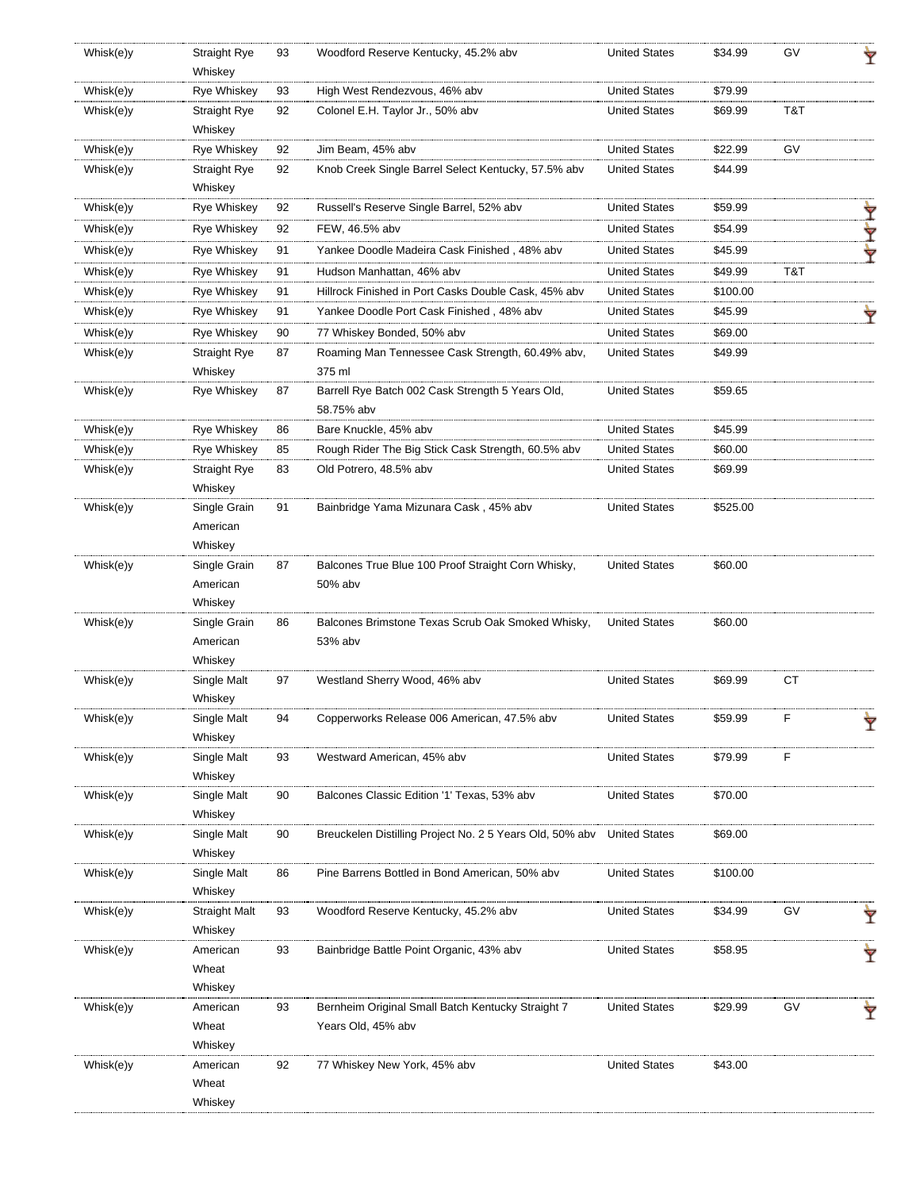| | | | | | | | |
|---|---|---|---|---|---|---|---|
| Whisk(e)y | Straight Rye Whiskey | 93 | Woodford Reserve Kentucky, 45.2% abv | United States | $34.99 | GV | 🍸 |
| Whisk(e)y | Rye Whiskey | 93 | High West Rendezvous, 46% abv | United States | $79.99 | | |
| Whisk(e)y | Straight Rye Whiskey | 92 | Colonel E.H. Taylor Jr., 50% abv | United States | $69.99 | T&T | |
| Whisk(e)y | Rye Whiskey | 92 | Jim Beam, 45% abv | United States | $22.99 | GV | |
| Whisk(e)y | Straight Rye Whiskey | 92 | Knob Creek Single Barrel Select Kentucky, 57.5% abv | United States | $44.99 | | |
| Whisk(e)y | Rye Whiskey | 92 | Russell's Reserve Single Barrel, 52% abv | United States | $59.99 | | 🍸 |
| Whisk(e)y | Rye Whiskey | 92 | FEW, 46.5% abv | United States | $54.99 | | 🍸 |
| Whisk(e)y | Rye Whiskey | 91 | Yankee Doodle Madeira Cask Finished , 48% abv | United States | $45.99 | | 🍸 |
| Whisk(e)y | Rye Whiskey | 91 | Hudson Manhattan, 46% abv | United States | $49.99 | T&T | |
| Whisk(e)y | Rye Whiskey | 91 | Hillrock Finished in Port Casks Double Cask, 45% abv | United States | $100.00 | | |
| Whisk(e)y | Rye Whiskey | 91 | Yankee Doodle Port Cask Finished , 48% abv | United States | $45.99 | | 🍸 |
| Whisk(e)y | Rye Whiskey | 90 | 77 Whiskey Bonded, 50% abv | United States | $69.00 | | |
| Whisk(e)y | Straight Rye Whiskey | 87 | Roaming Man Tennessee Cask Strength, 60.49% abv, 375 ml | United States | $49.99 | | |
| Whisk(e)y | Rye Whiskey | 87 | Barrell Rye Batch 002 Cask Strength 5 Years Old, 58.75% abv | United States | $59.65 | | |
| Whisk(e)y | Rye Whiskey | 86 | Bare Knuckle, 45% abv | United States | $45.99 | | |
| Whisk(e)y | Rye Whiskey | 85 | Rough Rider The Big Stick Cask Strength, 60.5% abv | United States | $60.00 | | |
| Whisk(e)y | Straight Rye Whiskey | 83 | Old Potrero, 48.5% abv | United States | $69.99 | | |
| Whisk(e)y | Single Grain American Whiskey | 91 | Bainbridge Yama Mizunara Cask , 45% abv | United States | $525.00 | | |
| Whisk(e)y | Single Grain American Whiskey | 87 | Balcones True Blue 100 Proof Straight Corn Whisky, 50% abv | United States | $60.00 | | |
| Whisk(e)y | Single Grain American Whiskey | 86 | Balcones Brimstone Texas Scrub Oak Smoked Whisky, 53% abv | United States | $60.00 | | |
| Whisk(e)y | Single Malt Whiskey | 97 | Westland Sherry Wood, 46% abv | United States | $69.99 | CT | |
| Whisk(e)y | Single Malt Whiskey | 94 | Copperworks Release 006 American, 47.5% abv | United States | $59.99 | F | 🍸 |
| Whisk(e)y | Single Malt Whiskey | 93 | Westward American, 45% abv | United States | $79.99 | F | |
| Whisk(e)y | Single Malt Whiskey | 90 | Balcones Classic Edition '1' Texas, 53% abv | United States | $70.00 | | |
| Whisk(e)y | Single Malt Whiskey | 90 | Breuckelen Distilling Project No. 2 5 Years Old, 50% abv | United States | $69.00 | | |
| Whisk(e)y | Single Malt Whiskey | 86 | Pine Barrens Bottled in Bond American, 50% abv | United States | $100.00 | | |
| Whisk(e)y | Straight Malt Whiskey | 93 | Woodford Reserve Kentucky, 45.2% abv | United States | $34.99 | GV | 🍸 |
| Whisk(e)y | American Wheat Whiskey | 93 | Bainbridge Battle Point Organic, 43% abv | United States | $58.95 | | 🍸 |
| Whisk(e)y | American Wheat Whiskey | 93 | Bernheim Original Small Batch Kentucky Straight 7 Years Old, 45% abv | United States | $29.99 | GV | 🍸 |
| Whisk(e)y | American Wheat Whiskey | 92 | 77 Whiskey New York, 45% abv | United States | $43.00 | | |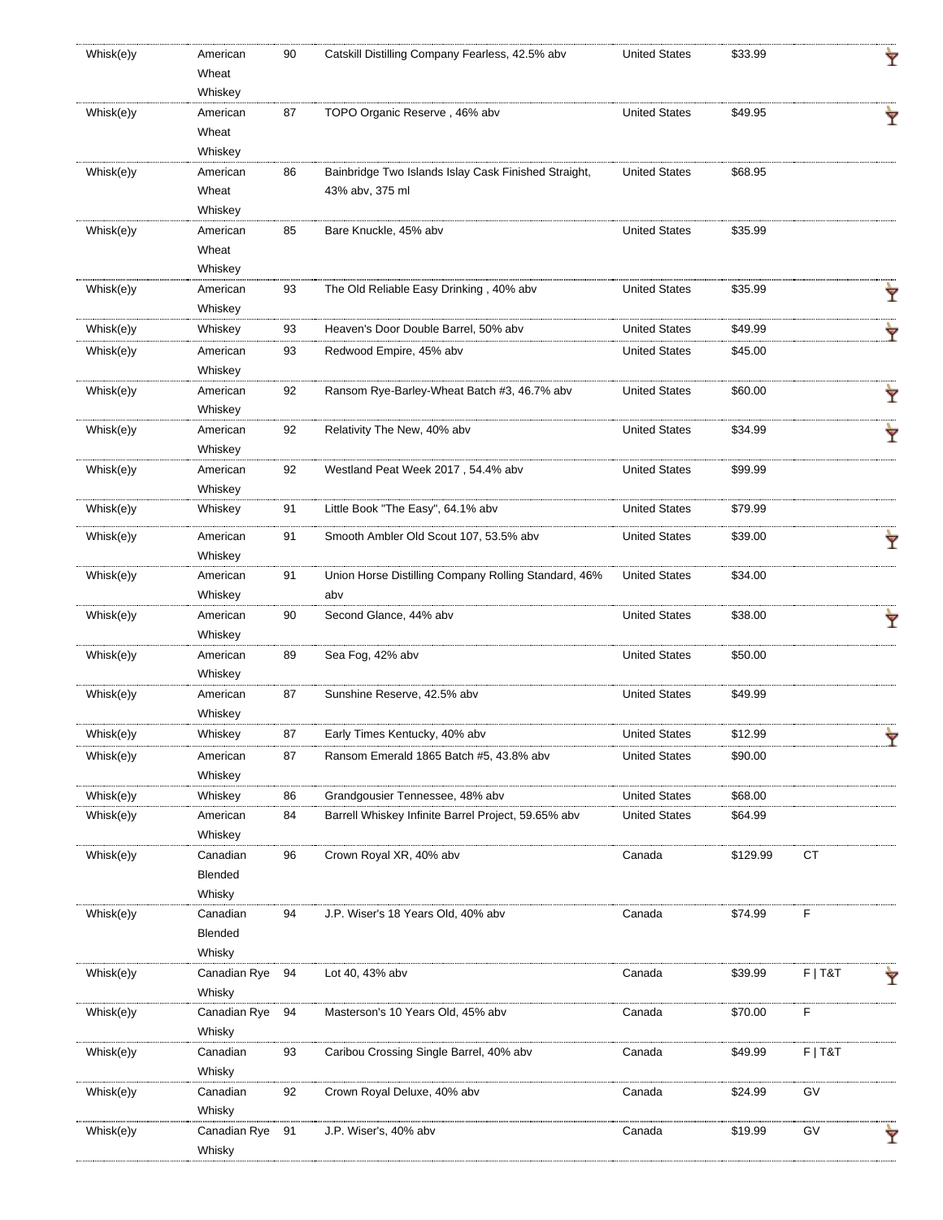| | | | | | | |
|---|---|---|---|---|---|---|
| Whisk(e)y | American Wheat Whiskey | 90 | Catskill Distilling Company Fearless, 42.5% abv | United States | $33.99 | |
| Whisk(e)y | American Wheat Whiskey | 87 | TOPO Organic Reserve , 46% abv | United States | $49.95 | |
| Whisk(e)y | American Wheat Whiskey | 86 | Bainbridge Two Islands Islay Cask Finished Straight, 43% abv, 375 ml | United States | $68.95 | |
| Whisk(e)y | American Wheat Whiskey | 85 | Bare Knuckle, 45% abv | United States | $35.99 | |
| Whisk(e)y | American Whiskey | 93 | The Old Reliable Easy Drinking , 40% abv | United States | $35.99 | |
| Whisk(e)y | Whiskey | 93 | Heaven's Door Double Barrel, 50% abv | United States | $49.99 | |
| Whisk(e)y | American Whiskey | 93 | Redwood Empire, 45% abv | United States | $45.00 | |
| Whisk(e)y | American Whiskey | 92 | Ransom Rye-Barley-Wheat Batch #3, 46.7% abv | United States | $60.00 | |
| Whisk(e)y | American Whiskey | 92 | Relativity The New, 40% abv | United States | $34.99 | |
| Whisk(e)y | American Whiskey | 92 | Westland Peat Week 2017 , 54.4% abv | United States | $99.99 | |
| Whisk(e)y | Whiskey | 91 | Little Book "The Easy", 64.1% abv | United States | $79.99 | |
| Whisk(e)y | American Whiskey | 91 | Smooth Ambler Old Scout 107, 53.5% abv | United States | $39.00 | |
| Whisk(e)y | American Whiskey | 91 | Union Horse Distilling Company Rolling Standard, 46% abv | United States | $34.00 | |
| Whisk(e)y | American Whiskey | 90 | Second Glance, 44% abv | United States | $38.00 | |
| Whisk(e)y | American Whiskey | 89 | Sea Fog, 42% abv | United States | $50.00 | |
| Whisk(e)y | American Whiskey | 87 | Sunshine Reserve, 42.5% abv | United States | $49.99 | |
| Whisk(e)y | Whiskey | 87 | Early Times Kentucky, 40% abv | United States | $12.99 | |
| Whisk(e)y | American Whiskey | 87 | Ransom Emerald 1865 Batch #5, 43.8% abv | United States | $90.00 | |
| Whisk(e)y | Whiskey | 86 | Grandgousier Tennessee, 48% abv | United States | $68.00 | |
| Whisk(e)y | American Whiskey | 84 | Barrell Whiskey Infinite Barrel Project, 59.65% abv | United States | $64.99 | |
| Whisk(e)y | Canadian Blended Whisky | 96 | Crown Royal XR, 40% abv | Canada | $129.99 | CT |
| Whisk(e)y | Canadian Blended Whisky | 94 | J.P. Wiser's 18 Years Old, 40% abv | Canada | $74.99 | F |
| Whisk(e)y | Canadian Rye Whisky | 94 | Lot 40, 43% abv | Canada | $39.99 | F \| T&T |
| Whisk(e)y | Canadian Rye Whisky | 94 | Masterson's 10 Years Old, 45% abv | Canada | $70.00 | F |
| Whisk(e)y | Canadian Whisky | 93 | Caribou Crossing Single Barrel, 40% abv | Canada | $49.99 | F \| T&T |
| Whisk(e)y | Canadian Whisky | 92 | Crown Royal Deluxe, 40% abv | Canada | $24.99 | GV |
| Whisk(e)y | Canadian Rye Whisky | 91 | J.P. Wiser's, 40% abv | Canada | $19.99 | GV |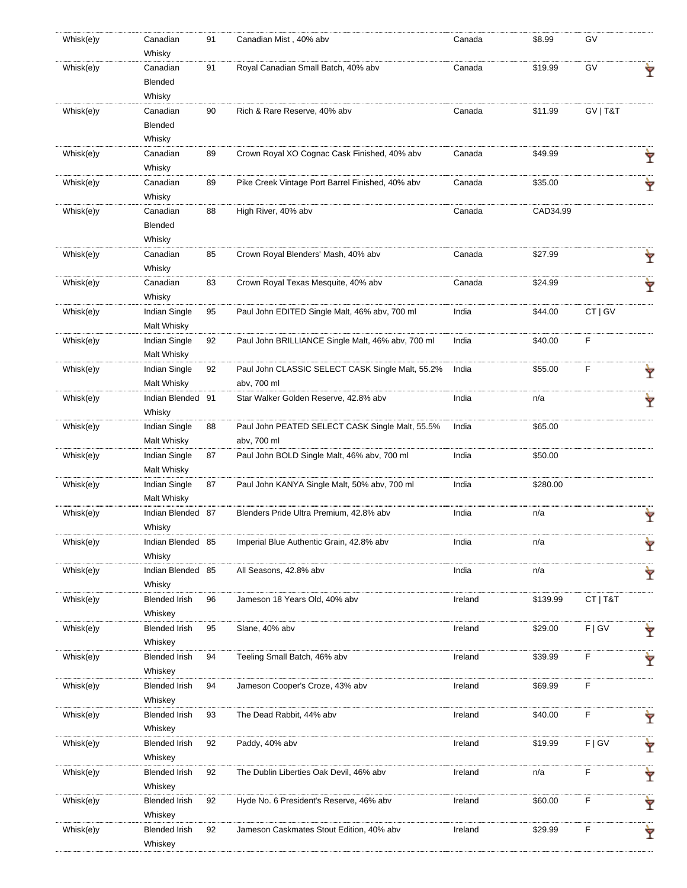| | | | | | | | |
|---|---|---|---|---|---|---|---|
| Whisk(e)y | Canadian Whisky | 91 | Canadian Mist , 40% abv | Canada | $8.99 | GV | |
| Whisk(e)y | Canadian Blended Whisky | 91 | Royal Canadian Small Batch, 40% abv | Canada | $19.99 | GV | 🍸 |
| Whisk(e)y | Canadian Blended Whisky | 90 | Rich & Rare Reserve, 40% abv | Canada | $11.99 | GV \| T&T | |
| Whisk(e)y | Canadian Whisky | 89 | Crown Royal XO Cognac Cask Finished, 40% abv | Canada | $49.99 | | 🍸 |
| Whisk(e)y | Canadian Whisky | 89 | Pike Creek Vintage Port Barrel Finished, 40% abv | Canada | $35.00 | | 🍸 |
| Whisk(e)y | Canadian Blended Whisky | 88 | High River, 40% abv | Canada | CAD34.99 | | |
| Whisk(e)y | Canadian Whisky | 85 | Crown Royal Blenders' Mash, 40% abv | Canada | $27.99 | | 🍸 |
| Whisk(e)y | Canadian Whisky | 83 | Crown Royal Texas Mesquite, 40% abv | Canada | $24.99 | | 🍸 |
| Whisk(e)y | Indian Single Malt Whisky | 95 | Paul John EDITED Single Malt, 46% abv, 700 ml | India | $44.00 | CT \| GV | |
| Whisk(e)y | Indian Single Malt Whisky | 92 | Paul John BRILLIANCE Single Malt, 46% abv, 700 ml | India | $40.00 | F | |
| Whisk(e)y | Indian Single Malt Whisky | 92 | Paul John CLASSIC SELECT CASK Single Malt, 55.2% abv, 700 ml | India | $55.00 | F | 🍸 |
| Whisk(e)y | Indian Blended Whisky | 91 | Star Walker Golden Reserve, 42.8% abv | India | n/a | | 🍸 |
| Whisk(e)y | Indian Single Malt Whisky | 88 | Paul John PEATED SELECT CASK Single Malt, 55.5% abv, 700 ml | India | $65.00 | | |
| Whisk(e)y | Indian Single Malt Whisky | 87 | Paul John BOLD Single Malt, 46% abv, 700 ml | India | $50.00 | | |
| Whisk(e)y | Indian Single Malt Whisky | 87 | Paul John KANYA Single Malt, 50% abv, 700 ml | India | $280.00 | | |
| Whisk(e)y | Indian Blended Whisky | 87 | Blenders Pride Ultra Premium, 42.8% abv | India | n/a | | 🍸 |
| Whisk(e)y | Indian Blended Whisky | 85 | Imperial Blue Authentic Grain, 42.8% abv | India | n/a | | 🍸 |
| Whisk(e)y | Indian Blended Whisky | 85 | All Seasons, 42.8% abv | India | n/a | | 🍸 |
| Whisk(e)y | Blended Irish Whiskey | 96 | Jameson 18 Years Old, 40% abv | Ireland | $139.99 | CT \| T&T | |
| Whisk(e)y | Blended Irish Whiskey | 95 | Slane, 40% abv | Ireland | $29.00 | F \| GV | 🍸 |
| Whisk(e)y | Blended Irish Whiskey | 94 | Teeling Small Batch, 46% abv | Ireland | $39.99 | F | 🍸 |
| Whisk(e)y | Blended Irish Whiskey | 94 | Jameson Cooper's Croze, 43% abv | Ireland | $69.99 | F | |
| Whisk(e)y | Blended Irish Whiskey | 93 | The Dead Rabbit, 44% abv | Ireland | $40.00 | F | 🍸 |
| Whisk(e)y | Blended Irish Whiskey | 92 | Paddy, 40% abv | Ireland | $19.99 | F \| GV | 🍸 |
| Whisk(e)y | Blended Irish Whiskey | 92 | The Dublin Liberties Oak Devil, 46% abv | Ireland | n/a | F | 🍸 |
| Whisk(e)y | Blended Irish Whiskey | 92 | Hyde No. 6 President's Reserve, 46% abv | Ireland | $60.00 | F | 🍸 |
| Whisk(e)y | Blended Irish Whiskey | 92 | Jameson Caskmates Stout Edition, 40% abv | Ireland | $29.99 | F | 🍸 |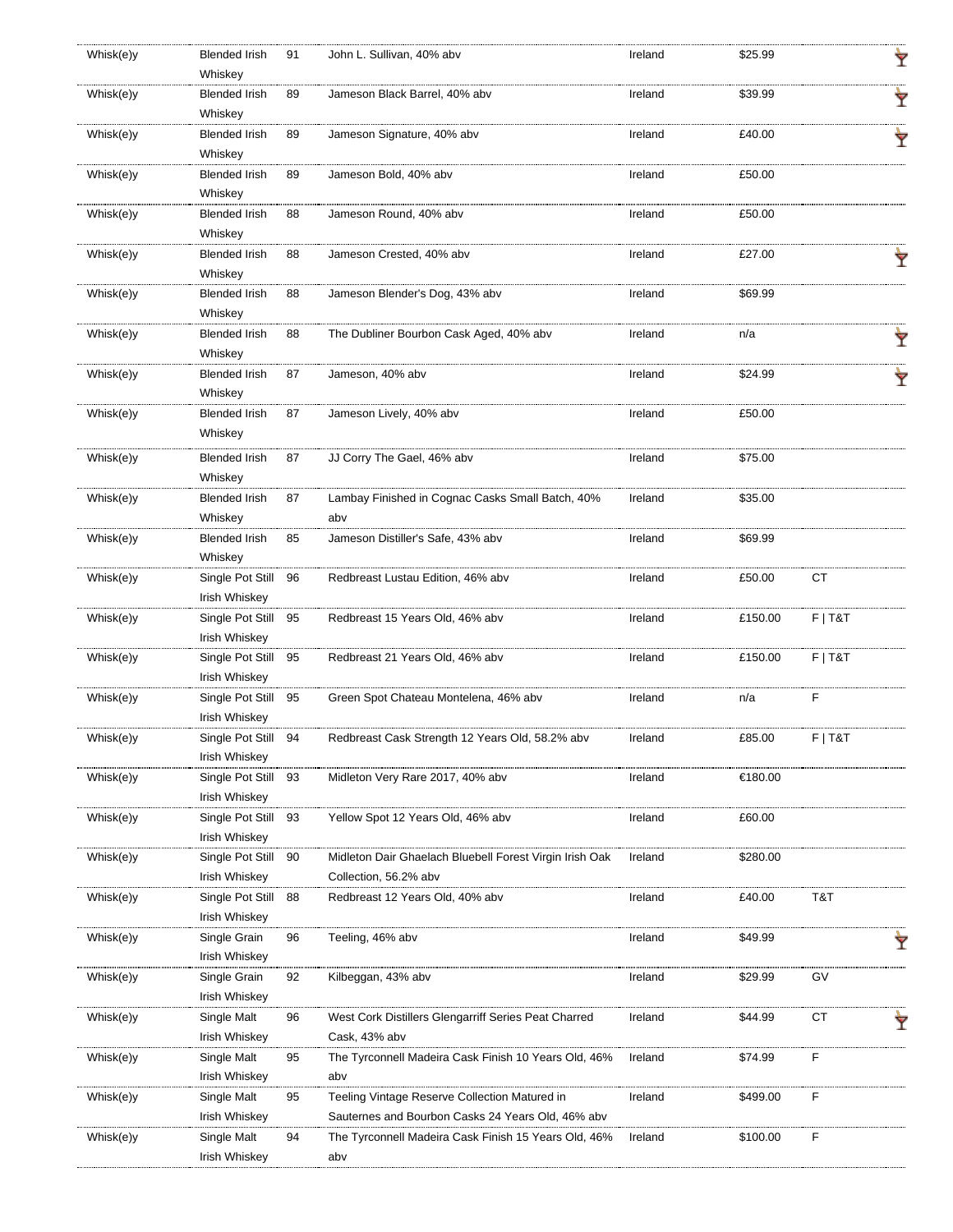| | | | | | | | |
|---|---|---|---|---|---|---|---|
| Whisk(e)y | Blended Irish Whiskey | 91 | John L. Sullivan, 40% abv | Ireland | $25.99 | | 🍸 |
| Whisk(e)y | Blended Irish Whiskey | 89 | Jameson Black Barrel, 40% abv | Ireland | $39.99 | | 🍸 |
| Whisk(e)y | Blended Irish Whiskey | 89 | Jameson Signature, 40% abv | Ireland | £40.00 | | 🍸 |
| Whisk(e)y | Blended Irish Whiskey | 89 | Jameson Bold, 40% abv | Ireland | £50.00 | | |
| Whisk(e)y | Blended Irish Whiskey | 88 | Jameson Round, 40% abv | Ireland | £50.00 | | |
| Whisk(e)y | Blended Irish Whiskey | 88 | Jameson Crested, 40% abv | Ireland | £27.00 | | 🍸 |
| Whisk(e)y | Blended Irish Whiskey | 88 | Jameson Blender's Dog, 43% abv | Ireland | $69.99 | | |
| Whisk(e)y | Blended Irish Whiskey | 88 | The Dubliner Bourbon Cask Aged, 40% abv | Ireland | n/a | | 🍸 |
| Whisk(e)y | Blended Irish Whiskey | 87 | Jameson, 40% abv | Ireland | $24.99 | | 🍸 |
| Whisk(e)y | Blended Irish Whiskey | 87 | Jameson Lively, 40% abv | Ireland | £50.00 | | |
| Whisk(e)y | Blended Irish Whiskey | 87 | JJ Corry The Gael, 46% abv | Ireland | $75.00 | | |
| Whisk(e)y | Blended Irish Whiskey | 87 | Lambay Finished in Cognac Casks Small Batch, 40% abv | Ireland | $35.00 | | |
| Whisk(e)y | Blended Irish Whiskey | 85 | Jameson Distiller's Safe, 43% abv | Ireland | $69.99 | | |
| Whisk(e)y | Single Pot Still Irish Whiskey | 96 | Redbreast Lustau Edition, 46% abv | Ireland | £50.00 | CT | |
| Whisk(e)y | Single Pot Still Irish Whiskey | 95 | Redbreast 15 Years Old, 46% abv | Ireland | £150.00 | F \| T&T | |
| Whisk(e)y | Single Pot Still Irish Whiskey | 95 | Redbreast 21 Years Old, 46% abv | Ireland | £150.00 | F \| T&T | |
| Whisk(e)y | Single Pot Still Irish Whiskey | 95 | Green Spot Chateau Montelena, 46% abv | Ireland | n/a | F | |
| Whisk(e)y | Single Pot Still Irish Whiskey | 94 | Redbreast Cask Strength 12 Years Old, 58.2% abv | Ireland | £85.00 | F \| T&T | |
| Whisk(e)y | Single Pot Still Irish Whiskey | 93 | Midleton Very Rare 2017, 40% abv | Ireland | €180.00 | | |
| Whisk(e)y | Single Pot Still Irish Whiskey | 93 | Yellow Spot 12 Years Old, 46% abv | Ireland | £60.00 | | |
| Whisk(e)y | Single Pot Still Irish Whiskey | 90 | Midleton Dair Ghaelach Bluebell Forest Virgin Irish Oak Collection, 56.2% abv | Ireland | $280.00 | | |
| Whisk(e)y | Single Pot Still Irish Whiskey | 88 | Redbreast 12 Years Old, 40% abv | Ireland | £40.00 | T&T | |
| Whisk(e)y | Single Grain Irish Whiskey | 96 | Teeling, 46% abv | Ireland | $49.99 | | 🍸 |
| Whisk(e)y | Single Grain Irish Whiskey | 92 | Kilbeggan, 43% abv | Ireland | $29.99 | GV | |
| Whisk(e)y | Single Malt Irish Whiskey | 96 | West Cork Distillers Glengarriff Series Peat Charred Cask, 43% abv | Ireland | $44.99 | CT | 🍸 |
| Whisk(e)y | Single Malt Irish Whiskey | 95 | The Tyrconnell Madeira Cask Finish 10 Years Old, 46% abv | Ireland | $74.99 | F | |
| Whisk(e)y | Single Malt Irish Whiskey | 95 | Teeling Vintage Reserve Collection Matured in Sauternes and Bourbon Casks 24 Years Old, 46% abv | Ireland | $499.00 | F | |
| Whisk(e)y | Single Malt Irish Whiskey | 94 | The Tyrconnell Madeira Cask Finish 15 Years Old, 46% abv | Ireland | $100.00 | F | |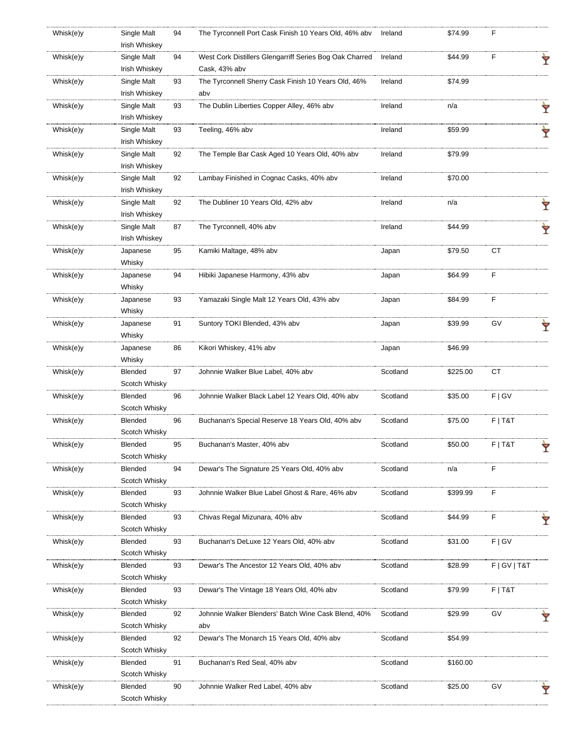| | | | | | | |
|---|---|---|---|---|---|---|
| Whisk(e)y | Single Malt Irish Whiskey | 94 | The Tyrconnell Port Cask Finish 10 Years Old, 46% abv | Ireland | $74.99 | F |
| Whisk(e)y | Single Malt Irish Whiskey | 94 | West Cork Distillers Glengarriff Series Bog Oak Charred Cask, 43% abv | Ireland | $44.99 | F |
| Whisk(e)y | Single Malt Irish Whiskey | 93 | The Tyrconnell Sherry Cask Finish 10 Years Old, 46% abv | Ireland | $74.99 | |
| Whisk(e)y | Single Malt Irish Whiskey | 93 | The Dublin Liberties Copper Alley, 46% abv | Ireland | n/a | |
| Whisk(e)y | Single Malt Irish Whiskey | 93 | Teeling, 46% abv | Ireland | $59.99 | |
| Whisk(e)y | Single Malt Irish Whiskey | 92 | The Temple Bar Cask Aged 10 Years Old, 40% abv | Ireland | $79.99 | |
| Whisk(e)y | Single Malt Irish Whiskey | 92 | Lambay Finished in Cognac Casks, 40% abv | Ireland | $70.00 | |
| Whisk(e)y | Single Malt Irish Whiskey | 92 | The Dubliner 10 Years Old, 42% abv | Ireland | n/a | |
| Whisk(e)y | Single Malt Irish Whiskey | 87 | The Tyrconnell, 40% abv | Ireland | $44.99 | |
| Whisk(e)y | Japanese Whisky | 95 | Kamiki Maltage, 48% abv | Japan | $79.50 | CT |
| Whisk(e)y | Japanese Whisky | 94 | Hibiki Japanese Harmony, 43% abv | Japan | $64.99 | F |
| Whisk(e)y | Japanese Whisky | 93 | Yamazaki Single Malt 12 Years Old, 43% abv | Japan | $84.99 | F |
| Whisk(e)y | Japanese Whisky | 91 | Suntory TOKI Blended, 43% abv | Japan | $39.99 | GV |
| Whisk(e)y | Japanese Whisky | 86 | Kikori Whiskey, 41% abv | Japan | $46.99 | |
| Whisk(e)y | Blended Scotch Whisky | 97 | Johnnie Walker Blue Label, 40% abv | Scotland | $225.00 | CT |
| Whisk(e)y | Blended Scotch Whisky | 96 | Johnnie Walker Black Label 12 Years Old, 40% abv | Scotland | $35.00 | F \| GV |
| Whisk(e)y | Blended Scotch Whisky | 96 | Buchanan's Special Reserve 18 Years Old, 40% abv | Scotland | $75.00 | F \| T&T |
| Whisk(e)y | Blended Scotch Whisky | 95 | Buchanan's Master, 40% abv | Scotland | $50.00 | F \| T&T |
| Whisk(e)y | Blended Scotch Whisky | 94 | Dewar's The Signature 25 Years Old, 40% abv | Scotland | n/a | F |
| Whisk(e)y | Blended Scotch Whisky | 93 | Johnnie Walker Blue Label Ghost & Rare, 46% abv | Scotland | $399.99 | F |
| Whisk(e)y | Blended Scotch Whisky | 93 | Chivas Regal Mizunara, 40% abv | Scotland | $44.99 | F |
| Whisk(e)y | Blended Scotch Whisky | 93 | Buchanan's DeLuxe 12 Years Old, 40% abv | Scotland | $31.00 | F \| GV |
| Whisk(e)y | Blended Scotch Whisky | 93 | Dewar's The Ancestor 12 Years Old, 40% abv | Scotland | $28.99 | F \| GV \| T&T |
| Whisk(e)y | Blended Scotch Whisky | 93 | Dewar's The Vintage 18 Years Old, 40% abv | Scotland | $79.99 | F \| T&T |
| Whisk(e)y | Blended Scotch Whisky | 92 | Johnnie Walker Blenders' Batch Wine Cask Blend, 40% abv | Scotland | $29.99 | GV |
| Whisk(e)y | Blended Scotch Whisky | 92 | Dewar's The Monarch 15 Years Old, 40% abv | Scotland | $54.99 | |
| Whisk(e)y | Blended Scotch Whisky | 91 | Buchanan's Red Seal, 40% abv | Scotland | $160.00 | |
| Whisk(e)y | Blended Scotch Whisky | 90 | Johnnie Walker Red Label, 40% abv | Scotland | $25.00 | GV |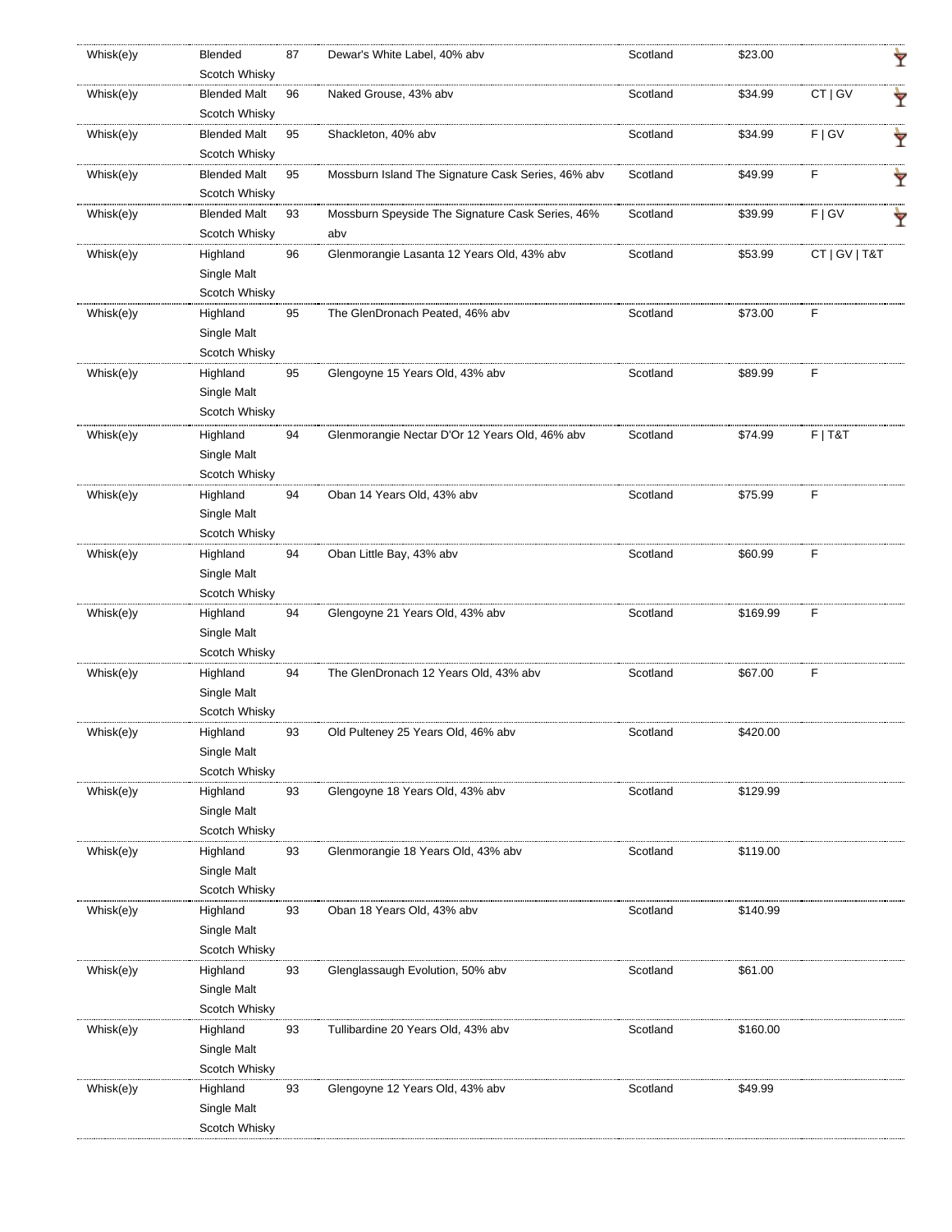| Whisk(e)y | Blended Scotch Whisky | 87 | Dewar's White Label, 40% abv | Scotland | $23.00 | |
|---|---|---|---|---|---|---|
| Whisk(e)y | Blended Malt Scotch Whisky | 96 | Naked Grouse, 43% abv | Scotland | $34.99 | CT \| GV |
| Whisk(e)y | Blended Malt Scotch Whisky | 95 | Shackleton, 40% abv | Scotland | $34.99 | F \| GV |
| Whisk(e)y | Blended Malt Scotch Whisky | 95 | Mossburn Island The Signature Cask Series, 46% abv | Scotland | $49.99 | F |
| Whisk(e)y | Blended Malt Scotch Whisky | 93 | Mossburn Speyside The Signature Cask Series, 46% abv | Scotland | $39.99 | F \| GV |
| Whisk(e)y | Highland Single Malt Scotch Whisky | 96 | Glenmorangie Lasanta 12 Years Old, 43% abv | Scotland | $53.99 | CT \| GV \| T&T |
| Whisk(e)y | Highland Single Malt Scotch Whisky | 95 | The GlenDronach Peated, 46% abv | Scotland | $73.00 | F |
| Whisk(e)y | Highland Single Malt Scotch Whisky | 95 | Glengoyne 15 Years Old, 43% abv | Scotland | $89.99 | F |
| Whisk(e)y | Highland Single Malt Scotch Whisky | 94 | Glenmorangie Nectar D'Or 12 Years Old, 46% abv | Scotland | $74.99 | F \| T&T |
| Whisk(e)y | Highland Single Malt Scotch Whisky | 94 | Oban 14 Years Old, 43% abv | Scotland | $75.99 | F |
| Whisk(e)y | Highland Single Malt Scotch Whisky | 94 | Oban Little Bay, 43% abv | Scotland | $60.99 | F |
| Whisk(e)y | Highland Single Malt Scotch Whisky | 94 | Glengoyne 21 Years Old, 43% abv | Scotland | $169.99 | F |
| Whisk(e)y | Highland Single Malt Scotch Whisky | 94 | The GlenDronach 12 Years Old, 43% abv | Scotland | $67.00 | F |
| Whisk(e)y | Highland Single Malt Scotch Whisky | 93 | Old Pulteney 25 Years Old, 46% abv | Scotland | $420.00 | |
| Whisk(e)y | Highland Single Malt Scotch Whisky | 93 | Glengoyne 18 Years Old, 43% abv | Scotland | $129.99 | |
| Whisk(e)y | Highland Single Malt Scotch Whisky | 93 | Glenmorangie 18 Years Old, 43% abv | Scotland | $119.00 | |
| Whisk(e)y | Highland Single Malt Scotch Whisky | 93 | Oban 18 Years Old, 43% abv | Scotland | $140.99 | |
| Whisk(e)y | Highland Single Malt Scotch Whisky | 93 | Glenglassaugh Evolution, 50% abv | Scotland | $61.00 | |
| Whisk(e)y | Highland Single Malt Scotch Whisky | 93 | Tullibardine 20 Years Old, 43% abv | Scotland | $160.00 | |
| Whisk(e)y | Highland Single Malt Scotch Whisky | 93 | Glengoyne 12 Years Old, 43% abv | Scotland | $49.99 | |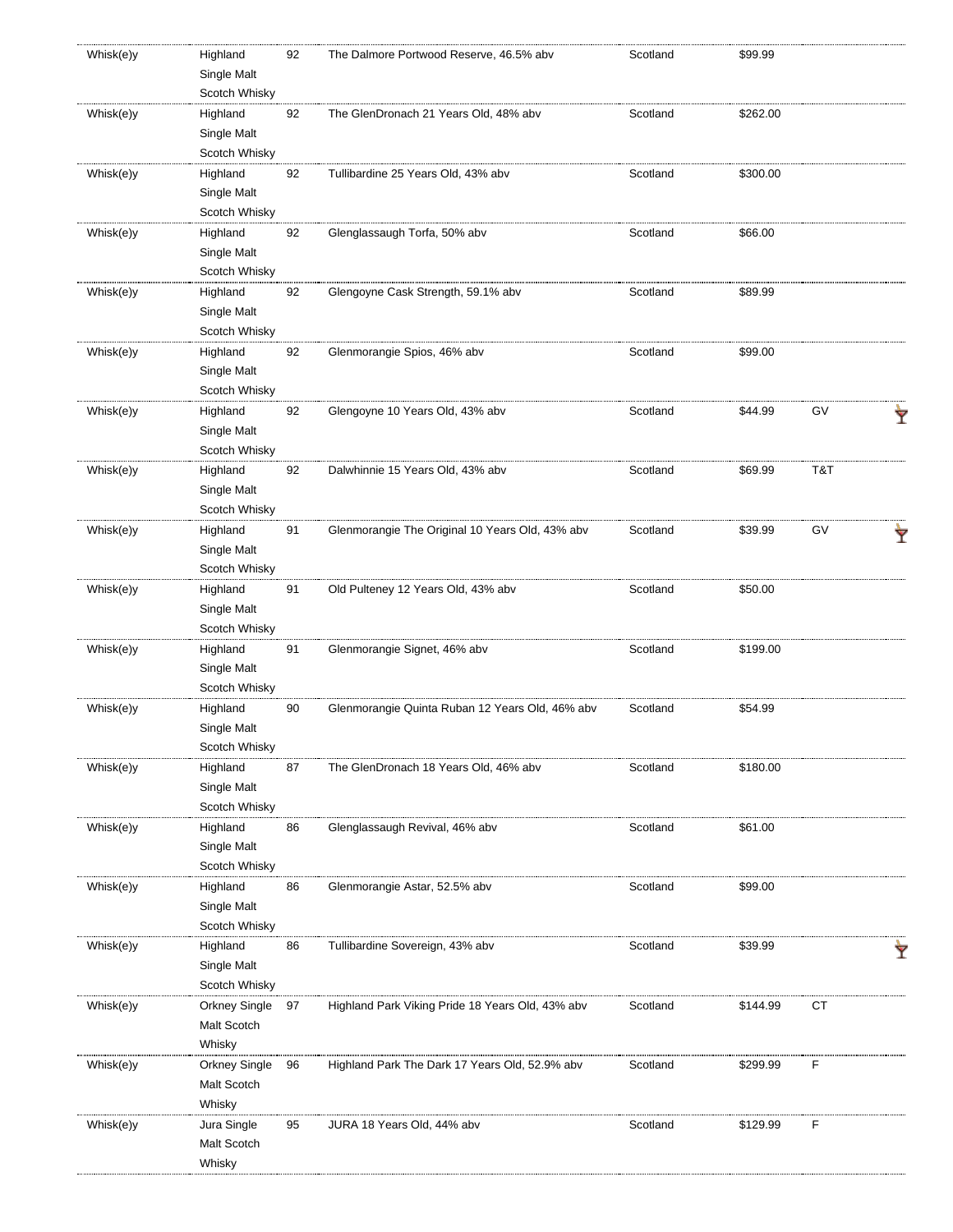| Whisk(e)y | Highland Single Malt Scotch Whisky | 92 | The Dalmore Portwood Reserve, 46.5% abv | Scotland | $99.99 | | |
|---|---|---|---|---|---|---|---|
| Whisk(e)y | Highland Single Malt Scotch Whisky | 92 | The GlenDronach 21 Years Old, 48% abv | Scotland | $262.00 | | |
| Whisk(e)y | Highland Single Malt Scotch Whisky | 92 | Tullibardine 25 Years Old, 43% abv | Scotland | $300.00 | | |
| Whisk(e)y | Highland Single Malt Scotch Whisky | 92 | Glenglassaugh Torfa, 50% abv | Scotland | $66.00 | | |
| Whisk(e)y | Highland Single Malt Scotch Whisky | 92 | Glengoyne Cask Strength, 59.1% abv | Scotland | $89.99 | | |
| Whisk(e)y | Highland Single Malt Scotch Whisky | 92 | Glenmorangie Spios, 46% abv | Scotland | $99.00 | | |
| Whisk(e)y | Highland Single Malt Scotch Whisky | 92 | Glengoyne 10 Years Old, 43% abv | Scotland | $44.99 | GV | 🍸 |
| Whisk(e)y | Highland Single Malt Scotch Whisky | 92 | Dalwhinnie 15 Years Old, 43% abv | Scotland | $69.99 | T&T | |
| Whisk(e)y | Highland Single Malt Scotch Whisky | 91 | Glenmorangie The Original 10 Years Old, 43% abv | Scotland | $39.99 | GV | 🍸 |
| Whisk(e)y | Highland Single Malt Scotch Whisky | 91 | Old Pulteney 12 Years Old, 43% abv | Scotland | $50.00 | | |
| Whisk(e)y | Highland Single Malt Scotch Whisky | 91 | Glenmorangie Signet, 46% abv | Scotland | $199.00 | | |
| Whisk(e)y | Highland Single Malt Scotch Whisky | 90 | Glenmorangie Quinta Ruban 12 Years Old, 46% abv | Scotland | $54.99 | | |
| Whisk(e)y | Highland Single Malt Scotch Whisky | 87 | The GlenDronach 18 Years Old, 46% abv | Scotland | $180.00 | | |
| Whisk(e)y | Highland Single Malt Scotch Whisky | 86 | Glenglassaugh Revival, 46% abv | Scotland | $61.00 | | |
| Whisk(e)y | Highland Single Malt Scotch Whisky | 86 | Glenmorangie Astar, 52.5% abv | Scotland | $99.00 | | |
| Whisk(e)y | Highland Single Malt Scotch Whisky | 86 | Tullibardine Sovereign, 43% abv | Scotland | $39.99 | | 🍸 |
| Whisk(e)y | Orkney Single Malt Scotch Whisky | 97 | Highland Park Viking Pride 18 Years Old, 43% abv | Scotland | $144.99 | CT | |
| Whisk(e)y | Orkney Single Malt Scotch Whisky | 96 | Highland Park The Dark 17 Years Old, 52.9% abv | Scotland | $299.99 | F | |
| Whisk(e)y | Jura Single Malt Scotch Whisky | 95 | JURA 18 Years Old, 44% abv | Scotland | $129.99 | F | |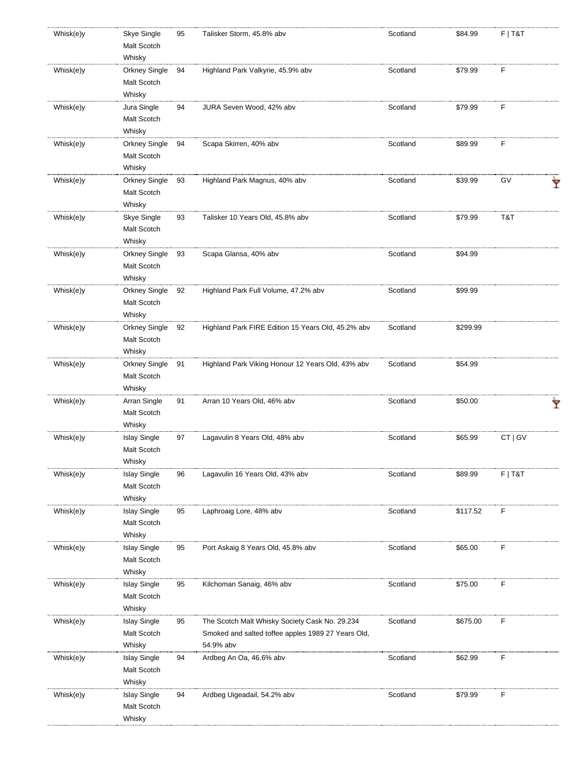| | | | | | | | |
|---|---|---|---|---|---|---|---|
| Whisk(e)y | Skye Single Malt Scotch Whisky | 95 | Talisker Storm, 45.8% abv | Scotland | $84.99 | F \| T&T | |
| Whisk(e)y | Orkney Single Malt Scotch Whisky | 94 | Highland Park Valkyrie, 45.9% abv | Scotland | $79.99 | F | |
| Whisk(e)y | Jura Single Malt Scotch Whisky | 94 | JURA Seven Wood, 42% abv | Scotland | $79.99 | F | |
| Whisk(e)y | Orkney Single Malt Scotch Whisky | 94 | Scapa Skirren, 40% abv | Scotland | $89.99 | F | |
| Whisk(e)y | Orkney Single Malt Scotch Whisky | 93 | Highland Park Magnus, 40% abv | Scotland | $39.99 | GV | 🍸 |
| Whisk(e)y | Skye Single Malt Scotch Whisky | 93 | Talisker 10 Years Old, 45.8% abv | Scotland | $79.99 | T&T | |
| Whisk(e)y | Orkney Single Malt Scotch Whisky | 93 | Scapa Glansa, 40% abv | Scotland | $94.99 | | |
| Whisk(e)y | Orkney Single Malt Scotch Whisky | 92 | Highland Park Full Volume, 47.2% abv | Scotland | $99.99 | | |
| Whisk(e)y | Orkney Single Malt Scotch Whisky | 92 | Highland Park FIRE Edition 15 Years Old, 45.2% abv | Scotland | $299.99 | | |
| Whisk(e)y | Orkney Single Malt Scotch Whisky | 91 | Highland Park Viking Honour 12 Years Old, 43% abv | Scotland | $54.99 | | |
| Whisk(e)y | Arran Single Malt Scotch Whisky | 91 | Arran 10 Years Old, 46% abv | Scotland | $50.00 | | 🍸 |
| Whisk(e)y | Islay Single Malt Scotch Whisky | 97 | Lagavulin 8 Years Old, 48% abv | Scotland | $65.99 | CT \| GV | |
| Whisk(e)y | Islay Single Malt Scotch Whisky | 96 | Lagavulin 16 Years Old, 43% abv | Scotland | $89.99 | F \| T&T | |
| Whisk(e)y | Islay Single Malt Scotch Whisky | 95 | Laphroaig Lore, 48% abv | Scotland | $117.52 | F | |
| Whisk(e)y | Islay Single Malt Scotch Whisky | 95 | Port Askaig 8 Years Old, 45.8% abv | Scotland | $65.00 | F | |
| Whisk(e)y | Islay Single Malt Scotch Whisky | 95 | Kilchoman Sanaig, 46% abv | Scotland | $75.00 | F | |
| Whisk(e)y | Islay Single Malt Scotch Whisky | 95 | The Scotch Malt Whisky Society Cask No. 29.234 Smoked and salted toffee apples 1989 27 Years Old, 54.9% abv | Scotland | $675.00 | F | |
| Whisk(e)y | Islay Single Malt Scotch Whisky | 94 | Ardbeg An Oa, 46.6% abv | Scotland | $62.99 | F | |
| Whisk(e)y | Islay Single Malt Scotch Whisky | 94 | Ardbeg Uigeadail, 54.2% abv | Scotland | $79.99 | F | |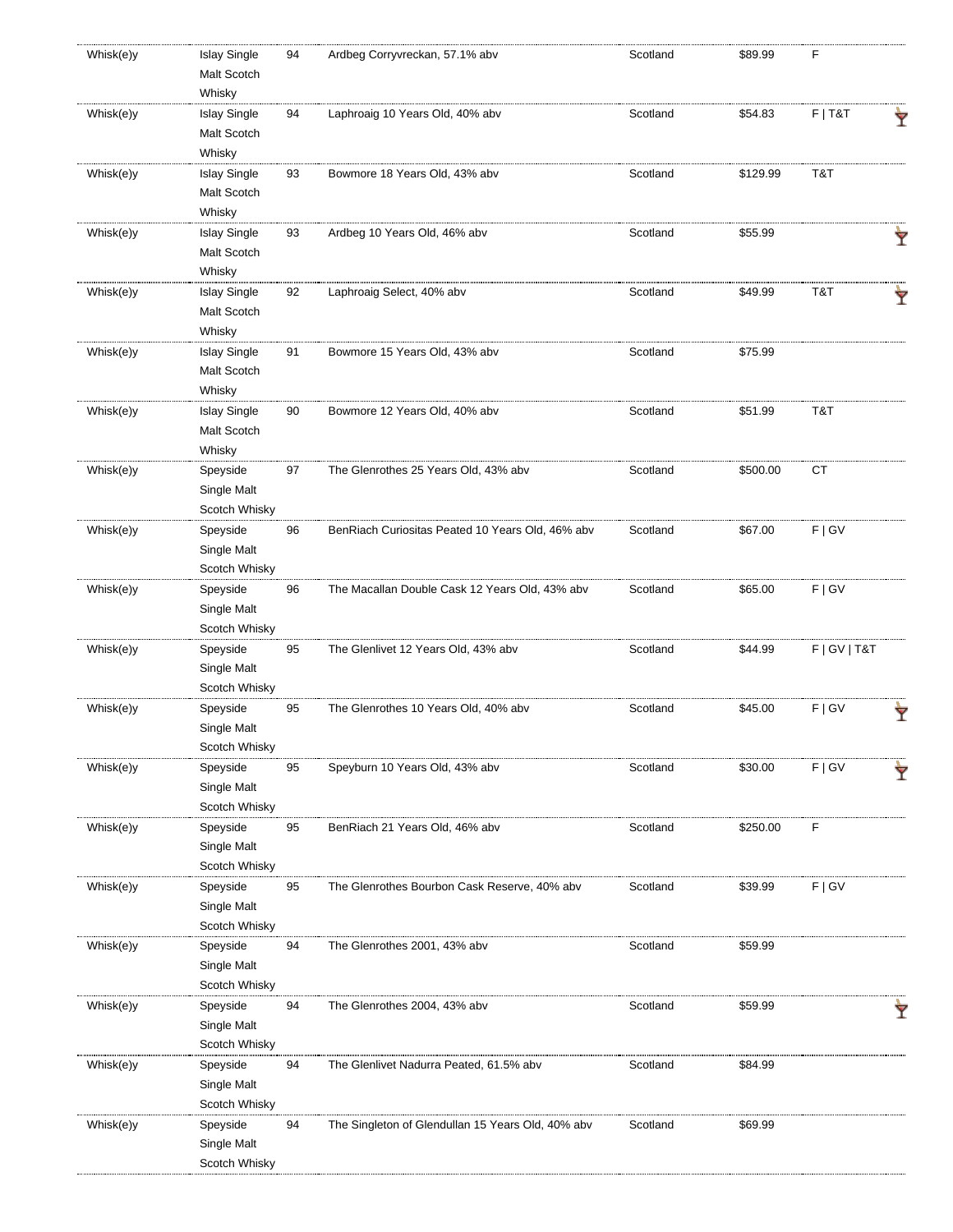| | | | | | | | |
|---|---|---|---|---|---|---|---|
| Whisk(e)y | Islay Single Malt Scotch Whisky | 94 | Ardbeg Corryvreckan, 57.1% abv | Scotland | $89.99 | F | |
| Whisk(e)y | Islay Single Malt Scotch Whisky | 94 | Laphroaig 10 Years Old, 40% abv | Scotland | $54.83 | F \| T&T | 🍸 |
| Whisk(e)y | Islay Single Malt Scotch Whisky | 93 | Bowmore 18 Years Old, 43% abv | Scotland | $129.99 | T&T | |
| Whisk(e)y | Islay Single Malt Scotch Whisky | 93 | Ardbeg 10 Years Old, 46% abv | Scotland | $55.99 | | 🍸 |
| Whisk(e)y | Islay Single Malt Scotch Whisky | 92 | Laphroaig Select, 40% abv | Scotland | $49.99 | T&T | 🍸 |
| Whisk(e)y | Islay Single Malt Scotch Whisky | 91 | Bowmore 15 Years Old, 43% abv | Scotland | $75.99 | | |
| Whisk(e)y | Islay Single Malt Scotch Whisky | 90 | Bowmore 12 Years Old, 40% abv | Scotland | $51.99 | T&T | |
| Whisk(e)y | Speyside Single Malt Scotch Whisky | 97 | The Glenrothes 25 Years Old, 43% abv | Scotland | $500.00 | CT | |
| Whisk(e)y | Speyside Single Malt Scotch Whisky | 96 | BenRiach Curiositas Peated 10 Years Old, 46% abv | Scotland | $67.00 | F \| GV | |
| Whisk(e)y | Speyside Single Malt Scotch Whisky | 96 | The Macallan Double Cask 12 Years Old, 43% abv | Scotland | $65.00 | F \| GV | |
| Whisk(e)y | Speyside Single Malt Scotch Whisky | 95 | The Glenlivet 12 Years Old, 43% abv | Scotland | $44.99 | F \| GV \| T&T | |
| Whisk(e)y | Speyside Single Malt Scotch Whisky | 95 | The Glenrothes 10 Years Old, 40% abv | Scotland | $45.00 | F \| GV | 🍸 |
| Whisk(e)y | Speyside Single Malt Scotch Whisky | 95 | Speyburn 10 Years Old, 43% abv | Scotland | $30.00 | F \| GV | 🍸 |
| Whisk(e)y | Speyside Single Malt Scotch Whisky | 95 | BenRiach 21 Years Old, 46% abv | Scotland | $250.00 | F | |
| Whisk(e)y | Speyside Single Malt Scotch Whisky | 95 | The Glenrothes Bourbon Cask Reserve, 40% abv | Scotland | $39.99 | F \| GV | |
| Whisk(e)y | Speyside Single Malt Scotch Whisky | 94 | The Glenrothes 2001, 43% abv | Scotland | $59.99 | | |
| Whisk(e)y | Speyside Single Malt Scotch Whisky | 94 | The Glenrothes 2004, 43% abv | Scotland | $59.99 | | 🍸 |
| Whisk(e)y | Speyside Single Malt Scotch Whisky | 94 | The Glenlivet Nadurra Peated, 61.5% abv | Scotland | $84.99 | | |
| Whisk(e)y | Speyside Single Malt Scotch Whisky | 94 | The Singleton of Glendullan 15 Years Old, 40% abv | Scotland | $69.99 | | |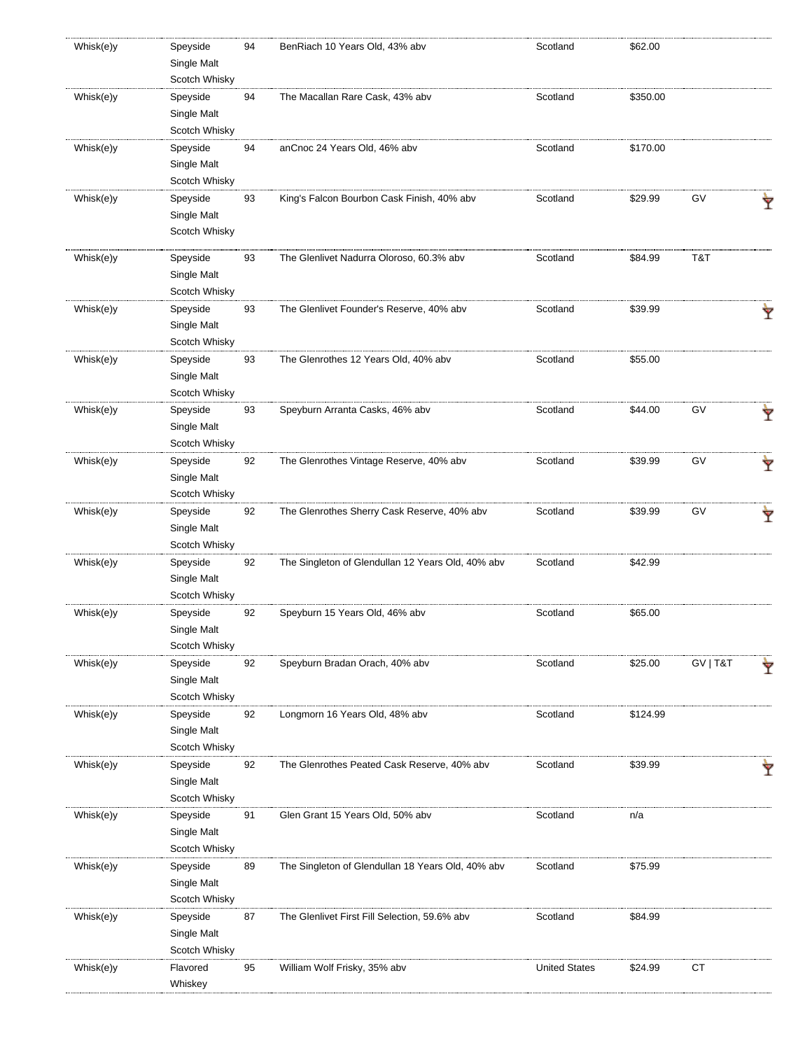| | | | | | | | |
|---|---|---|---|---|---|---|---|
| Whisk(e)y | Speyside Single Malt Scotch Whisky | 94 | BenRiach 10 Years Old, 43% abv | Scotland | $62.00 | | |
| Whisk(e)y | Speyside Single Malt Scotch Whisky | 94 | The Macallan Rare Cask, 43% abv | Scotland | $350.00 | | |
| Whisk(e)y | Speyside Single Malt Scotch Whisky | 94 | anCnoc 24 Years Old, 46% abv | Scotland | $170.00 | | |
| Whisk(e)y | Speyside Single Malt Scotch Whisky | 93 | King's Falcon Bourbon Cask Finish, 40% abv | Scotland | $29.99 | GV | 🍸 |
| Whisk(e)y | Speyside Single Malt Scotch Whisky | 93 | The Glenlivet Nadurra Oloroso, 60.3% abv | Scotland | $84.99 | T&T | |
| Whisk(e)y | Speyside Single Malt Scotch Whisky | 93 | The Glenlivet Founder's Reserve, 40% abv | Scotland | $39.99 | | 🍸 |
| Whisk(e)y | Speyside Single Malt Scotch Whisky | 93 | The Glenrothes 12 Years Old, 40% abv | Scotland | $55.00 | | |
| Whisk(e)y | Speyside Single Malt Scotch Whisky | 93 | Speyburn Arranta Casks, 46% abv | Scotland | $44.00 | GV | 🍸 |
| Whisk(e)y | Speyside Single Malt Scotch Whisky | 92 | The Glenrothes Vintage Reserve, 40% abv | Scotland | $39.99 | GV | 🍸 |
| Whisk(e)y | Speyside Single Malt Scotch Whisky | 92 | The Glenrothes Sherry Cask Reserve, 40% abv | Scotland | $39.99 | GV | 🍸 |
| Whisk(e)y | Speyside Single Malt Scotch Whisky | 92 | The Singleton of Glendullan 12 Years Old, 40% abv | Scotland | $42.99 | | |
| Whisk(e)y | Speyside Single Malt Scotch Whisky | 92 | Speyburn 15 Years Old, 46% abv | Scotland | $65.00 | | |
| Whisk(e)y | Speyside Single Malt Scotch Whisky | 92 | Speyburn Bradan Orach, 40% abv | Scotland | $25.00 | GV \| T&T | 🍸 |
| Whisk(e)y | Speyside Single Malt Scotch Whisky | 92 | Longmorn 16 Years Old, 48% abv | Scotland | $124.99 | | |
| Whisk(e)y | Speyside Single Malt Scotch Whisky | 92 | The Glenrothes Peated Cask Reserve, 40% abv | Scotland | $39.99 | | 🍸 |
| Whisk(e)y | Speyside Single Malt Scotch Whisky | 91 | Glen Grant 15 Years Old, 50% abv | Scotland | n/a | | |
| Whisk(e)y | Speyside Single Malt Scotch Whisky | 89 | The Singleton of Glendullan 18 Years Old, 40% abv | Scotland | $75.99 | | |
| Whisk(e)y | Speyside Single Malt Scotch Whisky | 87 | The Glenlivet First Fill Selection, 59.6% abv | Scotland | $84.99 | | |
| Whisk(e)y | Flavored Whiskey | 95 | William Wolf Frisky, 35% abv | United States | $24.99 | CT | |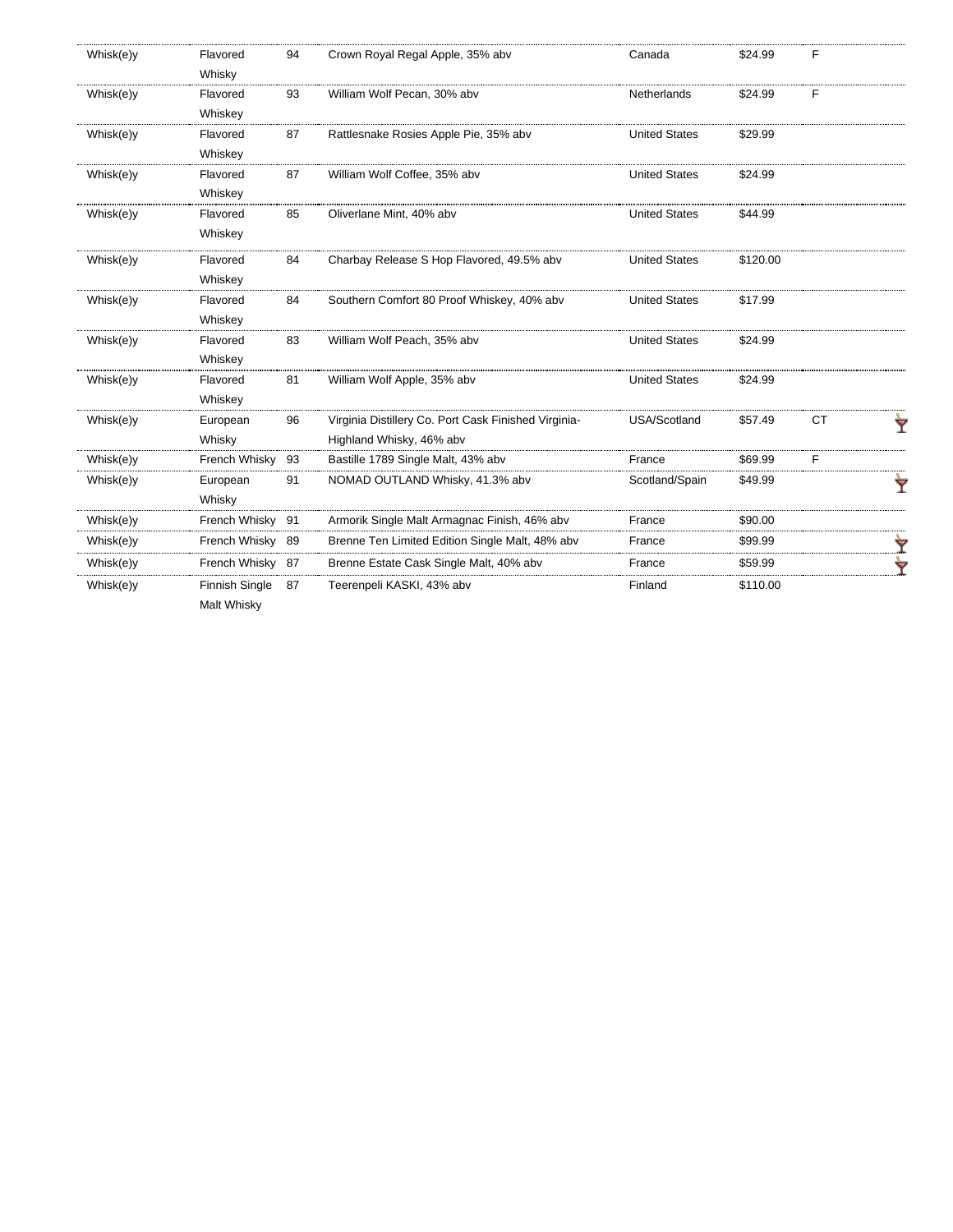| | | | | | | | |
|---|---|---|---|---|---|---|---|
| Whisk(e)y | Flavored Whisky | 94 | Crown Royal Regal Apple, 35% abv | Canada | $24.99 | F | |
| Whisk(e)y | Flavored Whiskey | 93 | William Wolf Pecan, 30% abv | Netherlands | $24.99 | F | |
| Whisk(e)y | Flavored Whiskey | 87 | Rattlesnake Rosies Apple Pie, 35% abv | United States | $29.99 | | |
| Whisk(e)y | Flavored Whiskey | 87 | William Wolf Coffee, 35% abv | United States | $24.99 | | |
| Whisk(e)y | Flavored Whiskey | 85 | Oliverlane Mint, 40% abv | United States | $44.99 | | |
| Whisk(e)y | Flavored Whiskey | 84 | Charbay Release S Hop Flavored, 49.5% abv | United States | $120.00 | | |
| Whisk(e)y | Flavored Whiskey | 84 | Southern Comfort 80 Proof Whiskey, 40% abv | United States | $17.99 | | |
| Whisk(e)y | Flavored Whiskey | 83 | William Wolf Peach, 35% abv | United States | $24.99 | | |
| Whisk(e)y | Flavored Whiskey | 81 | William Wolf Apple, 35% abv | United States | $24.99 | | |
| Whisk(e)y | European Whisky | 96 | Virginia Distillery Co. Port Cask Finished Virginia-Highland Whisky, 46% abv | USA/Scotland | $57.49 | CT | 🍸 |
| Whisk(e)y | French Whisky | 93 | Bastille 1789 Single Malt, 43% abv | France | $69.99 | F | |
| Whisk(e)y | European Whisky | 91 | NOMAD OUTLAND Whisky, 41.3% abv | Scotland/Spain | $49.99 | | 🍸 |
| Whisk(e)y | French Whisky | 91 | Armorik Single Malt Armagnac Finish, 46% abv | France | $90.00 | | |
| Whisk(e)y | French Whisky | 89 | Brenne Ten Limited Edition Single Malt, 48% abv | France | $99.99 | | 🍸 |
| Whisk(e)y | French Whisky | 87 | Brenne Estate Cask Single Malt, 40% abv | France | $59.99 | | 🍸 |
| Whisk(e)y | Finnish Single Malt Whisky | 87 | Teerenpeli KASKI, 43% abv | Finland | $110.00 | | |